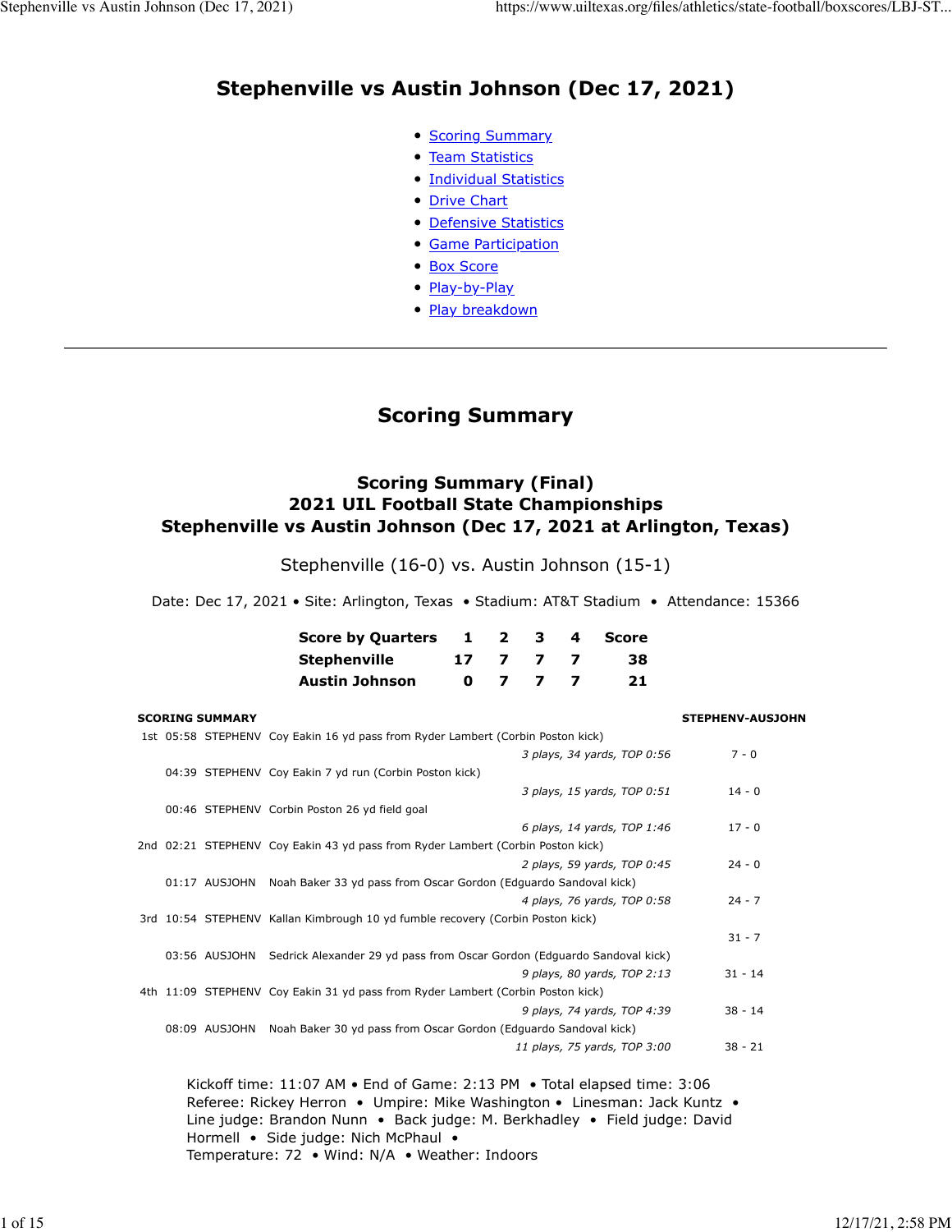# Stephenville vs Austin Johnson (Dec 17, 2021)

- Scoring Summary
- Team Statistics
- Individual Statistics
- Drive Chart
- Defensive Statistics
- Game Participation
- Box Score
- Play-by-Play
- Play breakdown

---

## Scoring Summary

### Scoring Summary (Final)
### 2021 UIL Football State Championships
### Stephenville vs Austin Johnson (Dec 17, 2021 at Arlington, Texas)

Stephenville (16-0) vs. Austin Johnson (15-1)

Date: Dec 17, 2021 • Site: Arlington, Texas • Stadium: AT&T Stadium • Attendance: 15366

| Score by Quarters | 1 | 2 | 3 | 4 | Score |
|---|---|---|---|---|---|
| Stephenville | 17 | 7 | 7 | 7 | 38 |
| Austin Johnson | 0 | 7 | 7 | 7 | 21 |

| SCORING SUMMARY | | | | STEPHENV-AUSJOHN |
|---|---|---|---|---|
| 1st | 05:58 | STEPHENV | Coy Eakin 16 yd pass from Ryder Lambert (Corbin Poston kick) | |
| | | | *3 plays, 34 yards, TOP 0:56* | 7 - 0 |
| | 04:39 | STEPHENV | Coy Eakin 7 yd run (Corbin Poston kick) | |
| | | | *3 plays, 15 yards, TOP 0:51* | 14 - 0 |
| | 00:46 | STEPHENV | Corbin Poston 26 yd field goal | |
| | | | *6 plays, 14 yards, TOP 1:46* | 17 - 0 |
| 2nd | 02:21 | STEPHENV | Coy Eakin 43 yd pass from Ryder Lambert (Corbin Poston kick) | |
| | | | *2 plays, 59 yards, TOP 0:45* | 24 - 0 |
| | 01:17 | AUSJOHN | Noah Baker 33 yd pass from Oscar Gordon (Edguardo Sandoval kick) | |
| | | | *4 plays, 76 yards, TOP 0:58* | 24 - 7 |
| 3rd | 10:54 | STEPHENV | Kallan Kimbrough 10 yd fumble recovery (Corbin Poston kick) | |
| | | | | 31 - 7 |
| | 03:56 | AUSJOHN | Sedrick Alexander 29 yd pass from Oscar Gordon (Edguardo Sandoval kick) | |
| | | | *9 plays, 80 yards, TOP 2:13* | 31 - 14 |
| 4th | 11:09 | STEPHENV | Coy Eakin 31 yd pass from Ryder Lambert (Corbin Poston kick) | |
| | | | *9 plays, 74 yards, TOP 4:39* | 38 - 14 |
| | 08:09 | AUSJOHN | Noah Baker 30 yd pass from Oscar Gordon (Edguardo Sandoval kick) | |
| | | | *11 plays, 75 yards, TOP 3:00* | 38 - 21 |

Kickoff time: 11:07 AM • End of Game: 2:13 PM • Total elapsed time: 3:06
Referee: Rickey Herron • Umpire: Mike Washington • Linesman: Jack Kuntz • Line judge: Brandon Nunn • Back judge: M. Berkhadley • Field judge: David Hormell • Side judge: Nich McPhaul •
Temperature: 72 • Wind: N/A • Weather: Indoors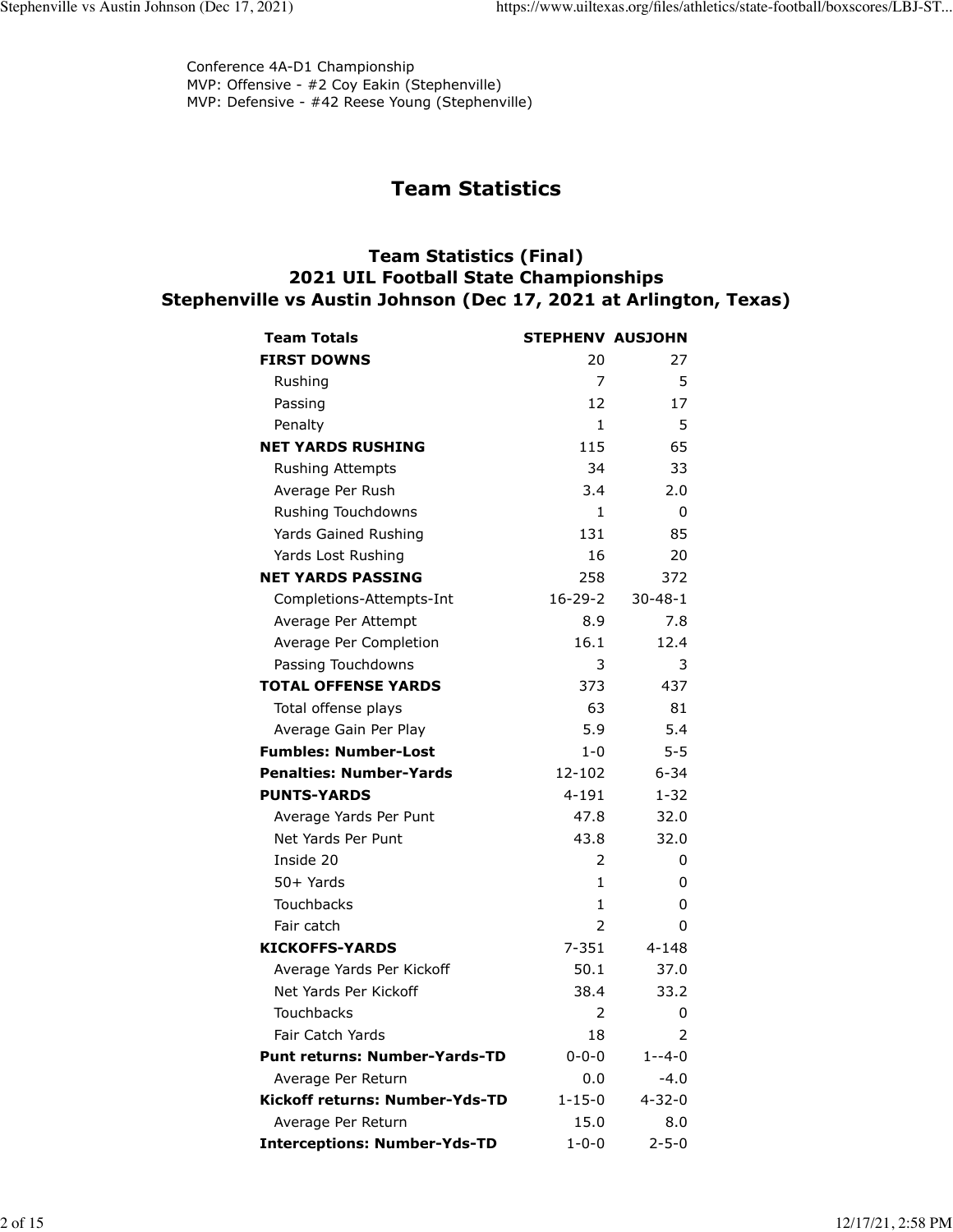Conference 4A-D1 Championship
MVP: Offensive - #2 Coy Eakin (Stephenville)
MVP: Defensive - #42 Reese Young (Stephenville)

# Team Statistics

## Team Statistics (Final)
## 2021 UIL Football State Championships
## Stephenville vs Austin Johnson (Dec 17, 2021 at Arlington, Texas)

| Team Totals | STEPHENV | AUSJOHN |
|---|---|---|
| **FIRST DOWNS** | 20 | 27 |
| Rushing | 7 | 5 |
| Passing | 12 | 17 |
| Penalty | 1 | 5 |
| **NET YARDS RUSHING** | 115 | 65 |
| Rushing Attempts | 34 | 33 |
| Average Per Rush | 3.4 | 2.0 |
| Rushing Touchdowns | 1 | 0 |
| Yards Gained Rushing | 131 | 85 |
| Yards Lost Rushing | 16 | 20 |
| **NET YARDS PASSING** | 258 | 372 |
| Completions-Attempts-Int | 16-29-2 | 30-48-1 |
| Average Per Attempt | 8.9 | 7.8 |
| Average Per Completion | 16.1 | 12.4 |
| Passing Touchdowns | 3 | 3 |
| **TOTAL OFFENSE YARDS** | 373 | 437 |
| Total offense plays | 63 | 81 |
| Average Gain Per Play | 5.9 | 5.4 |
| **Fumbles: Number-Lost** | 1-0 | 5-5 |
| **Penalties: Number-Yards** | 12-102 | 6-34 |
| **PUNTS-YARDS** | 4-191 | 1-32 |
| Average Yards Per Punt | 47.8 | 32.0 |
| Net Yards Per Punt | 43.8 | 32.0 |
| Inside 20 | 2 | 0 |
| 50+ Yards | 1 | 0 |
| Touchbacks | 1 | 0 |
| Fair catch | 2 | 0 |
| **KICKOFFS-YARDS** | 7-351 | 4-148 |
| Average Yards Per Kickoff | 50.1 | 37.0 |
| Net Yards Per Kickoff | 38.4 | 33.2 |
| Touchbacks | 2 | 0 |
| Fair Catch Yards | 18 | 2 |
| **Punt returns: Number-Yards-TD** | 0-0-0 | 1--4-0 |
| Average Per Return | 0.0 | -4.0 |
| **Kickoff returns: Number-Yds-TD** | 1-15-0 | 4-32-0 |
| Average Per Return | 15.0 | 8.0 |
| **Interceptions: Number-Yds-TD** | 1-0-0 | 2-5-0 |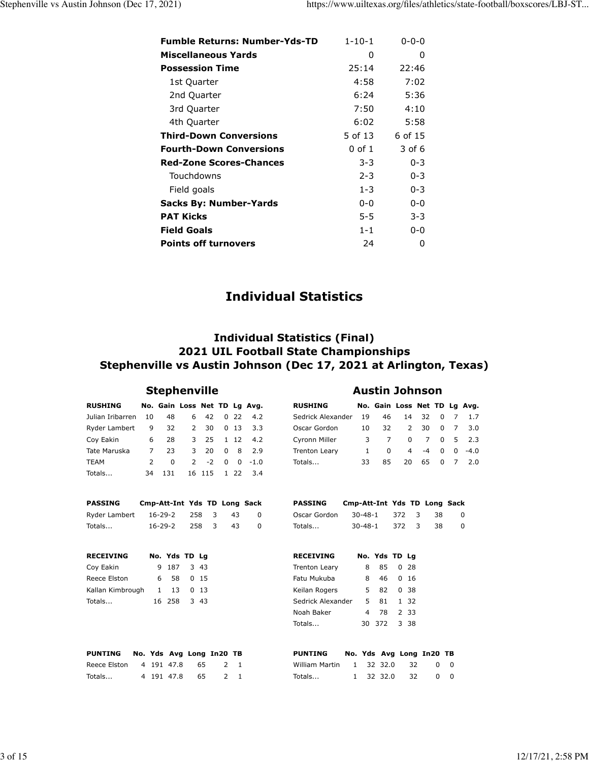| | Stephenville | Austin Johnson |
|---|---|---|
| **Fumble Returns: Number-Yds-TD** | 1-10-1 | 0-0-0 |
| **Miscellaneous Yards** | 0 | 0 |
| **Possession Time** | 25:14 | 22:46 |
| 1st Quarter | 4:58 | 7:02 |
| 2nd Quarter | 6:24 | 5:36 |
| 3rd Quarter | 7:50 | 4:10 |
| 4th Quarter | 6:02 | 5:58 |
| **Third-Down Conversions** | 5 of 13 | 6 of 15 |
| **Fourth-Down Conversions** | 0 of 1 | 3 of 6 |
| **Red-Zone Scores-Chances** | 3-3 | 0-3 |
| Touchdowns | 2-3 | 0-3 |
| Field goals | 1-3 | 0-3 |
| **Sacks By: Number-Yards** | 0-0 | 0-0 |
| **PAT Kicks** | 5-5 | 3-3 |
| **Field Goals** | 1-1 | 0-0 |
| **Points off turnovers** | 24 | 0 |

# Individual Statistics

## Individual Statistics (Final)
## 2021 UIL Football State Championships
## Stephenville vs Austin Johnson (Dec 17, 2021 at Arlington, Texas)

### Stephenville

| RUSHING | No. | Gain | Loss | Net | TD | Lg | Avg. |
|---|---|---|---|---|---|---|---|
| Julian Iribarren | 10 | 48 | 6 | 42 | 0 | 22 | 4.2 |
| Ryder Lambert | 9 | 32 | 2 | 30 | 0 | 13 | 3.3 |
| Coy Eakin | 6 | 28 | 3 | 25 | 1 | 12 | 4.2 |
| Tate Maruska | 7 | 23 | 3 | 20 | 0 | 8 | 2.9 |
| TEAM | 2 | 0 | 2 | -2 | 0 | 0 | -1.0 |
| Totals... | 34 | 131 | 16 | 115 | 1 | 22 | 3.4 |

| PASSING | Cmp-Att-Int | Yds | TD | Long | Sack |
|---|---|---|---|---|---|
| Ryder Lambert | 16-29-2 | 258 | 3 | 43 | 0 |
| Totals... | 16-29-2 | 258 | 3 | 43 | 0 |

| RECEIVING | No. | Yds | TD | Lg |
|---|---|---|---|---|
| Coy Eakin | 9 | 187 | 3 | 43 |
| Reece Elston | 6 | 58 | 0 | 15 |
| Kallan Kimbrough | 1 | 13 | 0 | 13 |
| Totals... | 16 | 258 | 3 | 43 |

| PUNTING | No. | Yds | Avg | Long | In20 | TB |
|---|---|---|---|---|---|---|
| Reece Elston | 4 | 191 | 47.8 | 65 | 2 | 1 |
| Totals... | 4 | 191 | 47.8 | 65 | 2 | 1 |

### Austin Johnson

| RUSHING | No. | Gain | Loss | Net | TD | Lg | Avg. |
|---|---|---|---|---|---|---|---|
| Sedrick Alexander | 19 | 46 | 14 | 32 | 0 | 7 | 1.7 |
| Oscar Gordon | 10 | 32 | 2 | 30 | 0 | 7 | 3.0 |
| Cyronn Miller | 3 | 7 | 0 | 7 | 0 | 5 | 2.3 |
| Trenton Leary | 1 | 0 | 4 | -4 | 0 | 0 | -4.0 |
| Totals... | 33 | 85 | 20 | 65 | 0 | 7 | 2.0 |

| PASSING | Cmp-Att-Int | Yds | TD | Long | Sack |
|---|---|---|---|---|---|
| Oscar Gordon | 30-48-1 | 372 | 3 | 38 | 0 |
| Totals... | 30-48-1 | 372 | 3 | 38 | 0 |

| RECEIVING | No. | Yds | TD | Lg |
|---|---|---|---|---|
| Trenton Leary | 8 | 85 | 0 | 28 |
| Fatu Mukuba | 8 | 46 | 0 | 16 |
| Keilan Rogers | 5 | 82 | 0 | 38 |
| Sedrick Alexander | 5 | 81 | 1 | 32 |
| Noah Baker | 4 | 78 | 2 | 33 |
| Totals... | 30 | 372 | 3 | 38 |

| PUNTING | No. | Yds | Avg | Long | In20 | TB |
|---|---|---|---|---|---|---|
| William Martin | 1 | 32 | 32.0 | 32 | 0 | 0 |
| Totals... | 1 | 32 | 32.0 | 32 | 0 | 0 |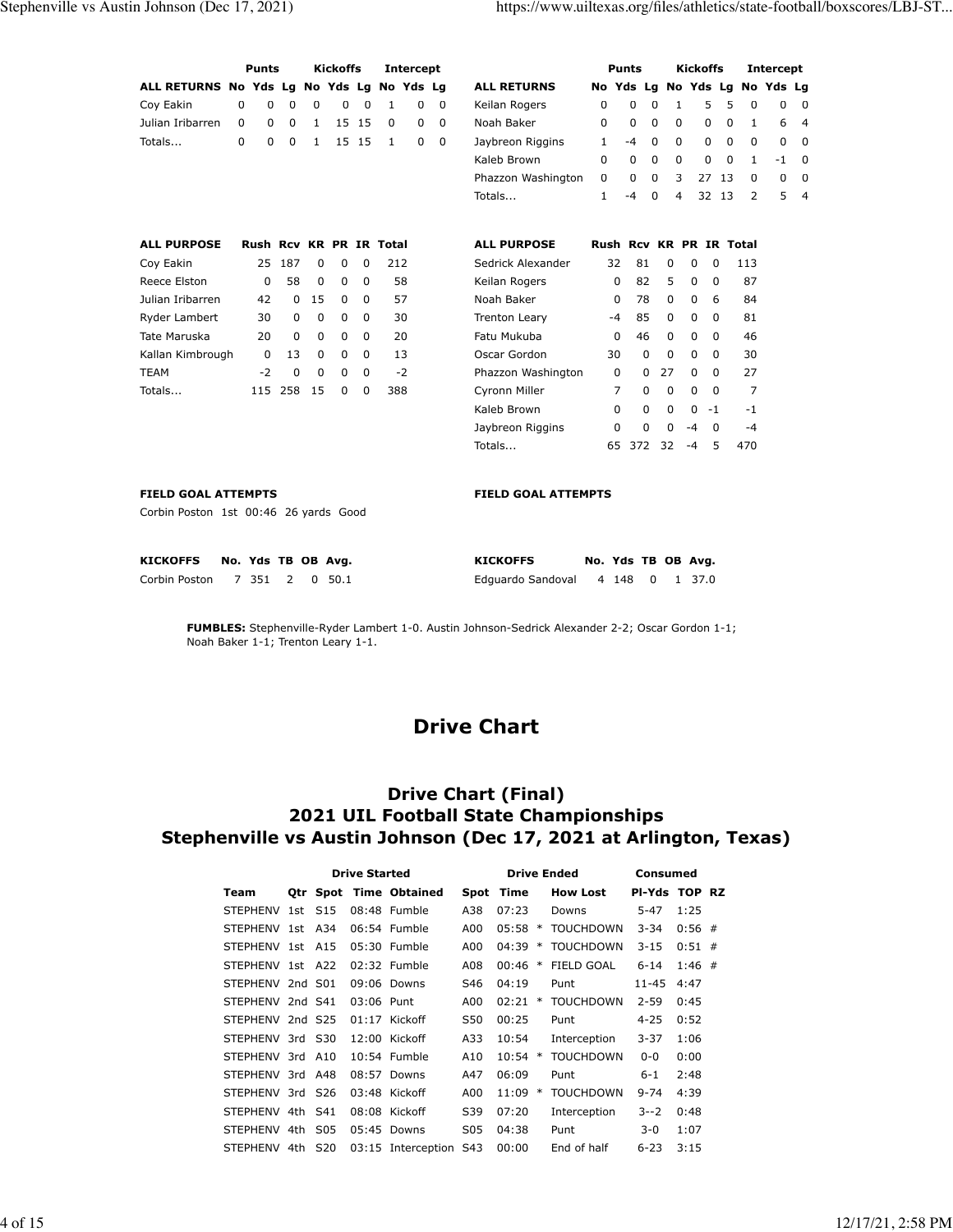| ALL RETURNS | Punts No | Yds | Lg | Kickoffs No | Yds | Lg | Intercept No | Yds | Lg |
|---|---|---|---|---|---|---|---|---|---|
| Coy Eakin | 0 | 0 | 0 | 0 | 0 | 0 | 1 | 0 | 0 |
| Julian Iribarren | 0 | 0 | 0 | 1 | 15 | 15 | 0 | 0 | 0 |
| Totals... | 0 | 0 | 0 | 1 | 15 | 15 | 1 | 0 | 0 |

| ALL RETURNS | Punts No | Yds | Lg | Kickoffs No | Yds | Lg | Intercept No | Yds | Lg |
|---|---|---|---|---|---|---|---|---|---|
| Keilan Rogers | 0 | 0 | 0 | 1 | 5 | 5 | 0 | 0 | 0 |
| Noah Baker | 0 | 0 | 0 | 0 | 0 | 0 | 1 | 6 | 4 |
| Jaybreon Riggins | 1 | -4 | 0 | 0 | 0 | 0 | 0 | 0 | 0 |
| Kaleb Brown | 0 | 0 | 0 | 0 | 0 | 0 | 1 | -1 | 0 |
| Phazzon Washington | 0 | 0 | 0 | 3 | 27 | 13 | 0 | 0 | 0 |
| Totals... | 1 | -4 | 0 | 4 | 32 | 13 | 2 | 5 | 4 |

| ALL PURPOSE | Rush | Rcv | KR | PR | IR | Total |
|---|---|---|---|---|---|---|
| Coy Eakin | 25 | 187 | 0 | 0 | 0 | 212 |
| Reece Elston | 0 | 58 | 0 | 0 | 0 | 58 |
| Julian Iribarren | 42 | 0 | 15 | 0 | 0 | 57 |
| Ryder Lambert | 30 | 0 | 0 | 0 | 0 | 30 |
| Tate Maruska | 20 | 0 | 0 | 0 | 0 | 20 |
| Kallan Kimbrough | 0 | 13 | 0 | 0 | 0 | 13 |
| TEAM | -2 | 0 | 0 | 0 | 0 | -2 |
| Totals... | 115 | 258 | 15 | 0 | 0 | 388 |

| ALL PURPOSE | Rush | Rcv | KR | PR | IR | Total |
|---|---|---|---|---|---|---|
| Sedrick Alexander | 32 | 81 | 0 | 0 | 0 | 113 |
| Keilan Rogers | 0 | 82 | 5 | 0 | 0 | 87 |
| Noah Baker | 0 | 78 | 0 | 0 | 6 | 84 |
| Trenton Leary | -4 | 85 | 0 | 0 | 0 | 81 |
| Fatu Mukuba | 0 | 46 | 0 | 0 | 0 | 46 |
| Oscar Gordon | 30 | 0 | 0 | 0 | 0 | 30 |
| Phazzon Washington | 0 | 0 | 27 | 0 | 0 | 27 |
| Cyronn Miller | 7 | 0 | 0 | 0 | 0 | 7 |
| Kaleb Brown | 0 | 0 | 0 | 0 | -1 | -1 |
| Jaybreon Riggins | 0 | 0 | 0 | -4 | 0 | -4 |
| Totals... | 65 | 372 | 32 | -4 | 5 | 470 |

**FIELD GOAL ATTEMPTS**

Corbin Poston 1st 00:46 26 yards Good

**FIELD GOAL ATTEMPTS**

| KICKOFFS | No. | Yds | TB | OB | Avg. |
|---|---|---|---|---|---|
| Corbin Poston | 7 | 351 | 2 | 0 | 50.1 |

| KICKOFFS | No. | Yds | TB | OB | Avg. |
|---|---|---|---|---|---|
| Edguardo Sandoval | 4 | 148 | 0 | 1 | 37.0 |

**FUMBLES:** Stephenville-Ryder Lambert 1-0. Austin Johnson-Sedrick Alexander 2-2; Oscar Gordon 1-1; Noah Baker 1-1; Trenton Leary 1-1.

# Drive Chart

## Drive Chart (Final)
## 2021 UIL Football State Championships
## Stephenville vs Austin Johnson (Dec 17, 2021 at Arlington, Texas)

| Team | Qtr | Drive Started Spot | Time | Obtained | Drive Ended Spot | Time | | How Lost | Consumed Pl-Yds | TOP | RZ |
|---|---|---|---|---|---|---|---|---|---|---|---|
| STEPHENV | 1st | S15 | 08:48 | Fumble | A38 | 07:23 | | Downs | 5-47 | 1:25 | |
| STEPHENV | 1st | A34 | 06:54 | Fumble | A00 | 05:58 | * | TOUCHDOWN | 3-34 | 0:56 | # |
| STEPHENV | 1st | A15 | 05:30 | Fumble | A00 | 04:39 | * | TOUCHDOWN | 3-15 | 0:51 | # |
| STEPHENV | 1st | A22 | 02:32 | Fumble | A08 | 00:46 | * | FIELD GOAL | 6-14 | 1:46 | # |
| STEPHENV | 2nd | S01 | 09:06 | Downs | S46 | 04:19 | | Punt | 11-45 | 4:47 | |
| STEPHENV | 2nd | S41 | 03:06 | Punt | A00 | 02:21 | * | TOUCHDOWN | 2-59 | 0:45 | |
| STEPHENV | 2nd | S25 | 01:17 | Kickoff | S50 | 00:25 | | Punt | 4-25 | 0:52 | |
| STEPHENV | 3rd | S30 | 12:00 | Kickoff | A33 | 10:54 | | Interception | 3-37 | 1:06 | |
| STEPHENV | 3rd | A10 | 10:54 | Fumble | A10 | 10:54 | * | TOUCHDOWN | 0-0 | 0:00 | |
| STEPHENV | 3rd | A48 | 08:57 | Downs | A47 | 06:09 | | Punt | 6-1 | 2:48 | |
| STEPHENV | 3rd | S26 | 03:48 | Kickoff | A00 | 11:09 | * | TOUCHDOWN | 9-74 | 4:39 | |
| STEPHENV | 4th | S41 | 08:08 | Kickoff | S39 | 07:20 | | Interception | 3--2 | 0:48 | |
| STEPHENV | 4th | S05 | 05:45 | Downs | S05 | 04:38 | | Punt | 3-0 | 1:07 | |
| STEPHENV | 4th | S20 | 03:15 | Interception | S43 | 00:00 | | End of half | 6-23 | 3:15 | |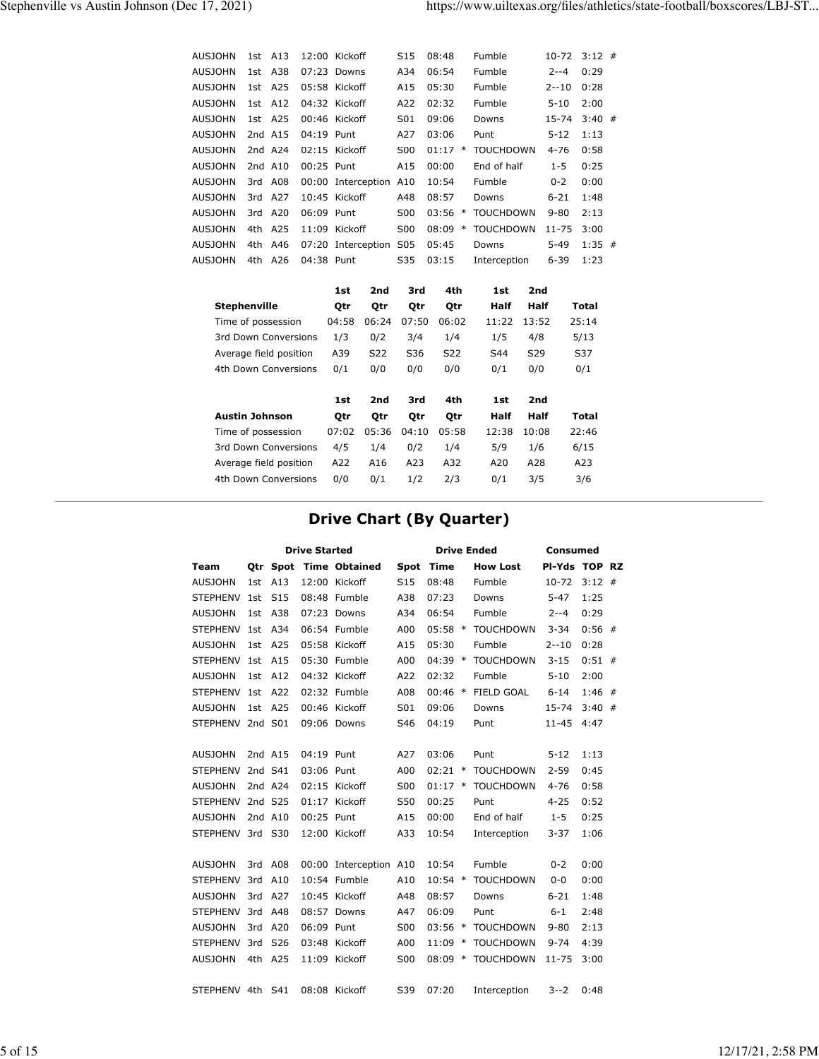| Team | Qtr | Spot | Time | Obtained | Spot | Time | | How Lost | Pl-Yds | TOP | RZ |
|---|---|---|---|---|---|---|---|---|---|---|---|
| AUSJOHN | 1st | A13 | 12:00 | Kickoff | S15 | 08:48 | | Fumble | 10-72 | 3:12 | # |
| AUSJOHN | 1st | A38 | 07:23 | Downs | A34 | 06:54 | | Fumble | 2--4 | 0:29 | |
| AUSJOHN | 1st | A25 | 05:58 | Kickoff | A15 | 05:30 | | Fumble | 2--10 | 0:28 | |
| AUSJOHN | 1st | A12 | 04:32 | Kickoff | A22 | 02:32 | | Fumble | 5-10 | 2:00 | |
| AUSJOHN | 1st | A25 | 00:46 | Kickoff | S01 | 09:06 | | Downs | 15-74 | 3:40 | # |
| AUSJOHN | 2nd | A15 | 04:19 | Punt | A27 | 03:06 | | Punt | 5-12 | 1:13 | |
| AUSJOHN | 2nd | A24 | 02:15 | Kickoff | S00 | 01:17 | * | TOUCHDOWN | 4-76 | 0:58 | |
| AUSJOHN | 2nd | A10 | 00:25 | Punt | A15 | 00:00 | | End of half | 1-5 | 0:25 | |
| AUSJOHN | 3rd | A08 | 00:00 | Interception | A10 | 10:54 | | Fumble | 0-2 | 0:00 | |
| AUSJOHN | 3rd | A27 | 10:45 | Kickoff | A48 | 08:57 | | Downs | 6-21 | 1:48 | |
| AUSJOHN | 3rd | A20 | 06:09 | Punt | S00 | 03:56 | * | TOUCHDOWN | 9-80 | 2:13 | |
| AUSJOHN | 4th | A25 | 11:09 | Kickoff | S00 | 08:09 | * | TOUCHDOWN | 11-75 | 3:00 | |
| AUSJOHN | 4th | A46 | 07:20 | Interception | S05 | 05:45 | | Downs | 5-49 | 1:35 | # |
| AUSJOHN | 4th | A26 | 04:38 | Punt | S35 | 03:15 | | Interception | 6-39 | 1:23 | |

| Stephenville | 1st Qtr | 2nd Qtr | 3rd Qtr | 4th Qtr | 1st Half | 2nd Half | Total |
|---|---|---|---|---|---|---|---|
| Time of possession | 04:58 | 06:24 | 07:50 | 06:02 | 11:22 | 13:52 | 25:14 |
| 3rd Down Conversions | 1/3 | 0/2 | 3/4 | 1/4 | 1/5 | 4/8 | 5/13 |
| Average field position | A39 | S22 | S36 | S22 | S44 | S29 | S37 |
| 4th Down Conversions | 0/1 | 0/0 | 0/0 | 0/0 | 0/1 | 0/0 | 0/1 |

| Austin Johnson | 1st Qtr | 2nd Qtr | 3rd Qtr | 4th Qtr | 1st Half | 2nd Half | Total |
|---|---|---|---|---|---|---|---|
| Time of possession | 07:02 | 05:36 | 04:10 | 05:58 | 12:38 | 10:08 | 22:46 |
| 3rd Down Conversions | 4/5 | 1/4 | 0/2 | 1/4 | 5/9 | 1/6 | 6/15 |
| Average field position | A22 | A16 | A23 | A32 | A20 | A28 | A23 |
| 4th Down Conversions | 0/0 | 0/1 | 1/2 | 2/3 | 0/1 | 3/5 | 3/6 |

## Drive Chart (By Quarter)

| | | Drive Started | | | Drive Ended | | | | Consumed | | |
|---|---|---|---|---|---|---|---|---|---|---|---|
| Team | Qtr | Spot | Time | Obtained | Spot | Time | | How Lost | Pl-Yds | TOP | RZ |
| AUSJOHN | 1st | A13 | 12:00 | Kickoff | S15 | 08:48 | | Fumble | 10-72 | 3:12 | # |
| STEPHENV | 1st | S15 | 08:48 | Fumble | A38 | 07:23 | | Downs | 5-47 | 1:25 | |
| AUSJOHN | 1st | A38 | 07:23 | Downs | A34 | 06:54 | | Fumble | 2--4 | 0:29 | |
| STEPHENV | 1st | A34 | 06:54 | Fumble | A00 | 05:58 | * | TOUCHDOWN | 3-34 | 0:56 | # |
| AUSJOHN | 1st | A25 | 05:58 | Kickoff | A15 | 05:30 | | Fumble | 2--10 | 0:28 | |
| STEPHENV | 1st | A15 | 05:30 | Fumble | A00 | 04:39 | * | TOUCHDOWN | 3-15 | 0:51 | # |
| AUSJOHN | 1st | A12 | 04:32 | Kickoff | A22 | 02:32 | | Fumble | 5-10 | 2:00 | |
| STEPHENV | 1st | A22 | 02:32 | Fumble | A08 | 00:46 | * | FIELD GOAL | 6-14 | 1:46 | # |
| AUSJOHN | 1st | A25 | 00:46 | Kickoff | S01 | 09:06 | | Downs | 15-74 | 3:40 | # |
| STEPHENV | 2nd | S01 | 09:06 | Downs | S46 | 04:19 | | Punt | 11-45 | 4:47 | |
| AUSJOHN | 2nd | A15 | 04:19 | Punt | A27 | 03:06 | | Punt | 5-12 | 1:13 | |
| STEPHENV | 2nd | S41 | 03:06 | Punt | A00 | 02:21 | * | TOUCHDOWN | 2-59 | 0:45 | |
| AUSJOHN | 2nd | A24 | 02:15 | Kickoff | S00 | 01:17 | * | TOUCHDOWN | 4-76 | 0:58 | |
| STEPHENV | 2nd | S25 | 01:17 | Kickoff | S50 | 00:25 | | Punt | 4-25 | 0:52 | |
| AUSJOHN | 2nd | A10 | 00:25 | Punt | A15 | 00:00 | | End of half | 1-5 | 0:25 | |
| STEPHENV | 3rd | S30 | 12:00 | Kickoff | A33 | 10:54 | | Interception | 3-37 | 1:06 | |
| AUSJOHN | 3rd | A08 | 00:00 | Interception | A10 | 10:54 | | Fumble | 0-2 | 0:00 | |
| STEPHENV | 3rd | A10 | 10:54 | Fumble | A10 | 10:54 | * | TOUCHDOWN | 0-0 | 0:00 | |
| AUSJOHN | 3rd | A27 | 10:45 | Kickoff | A48 | 08:57 | | Downs | 6-21 | 1:48 | |
| STEPHENV | 3rd | A48 | 08:57 | Downs | A47 | 06:09 | | Punt | 6-1 | 2:48 | |
| AUSJOHN | 3rd | A20 | 06:09 | Punt | S00 | 03:56 | * | TOUCHDOWN | 9-80 | 2:13 | |
| STEPHENV | 3rd | S26 | 03:48 | Kickoff | A00 | 11:09 | * | TOUCHDOWN | 9-74 | 4:39 | |
| AUSJOHN | 4th | A25 | 11:09 | Kickoff | S00 | 08:09 | * | TOUCHDOWN | 11-75 | 3:00 | |
| STEPHENV | 4th | S41 | 08:08 | Kickoff | S39 | 07:20 | | Interception | 3--2 | 0:48 | |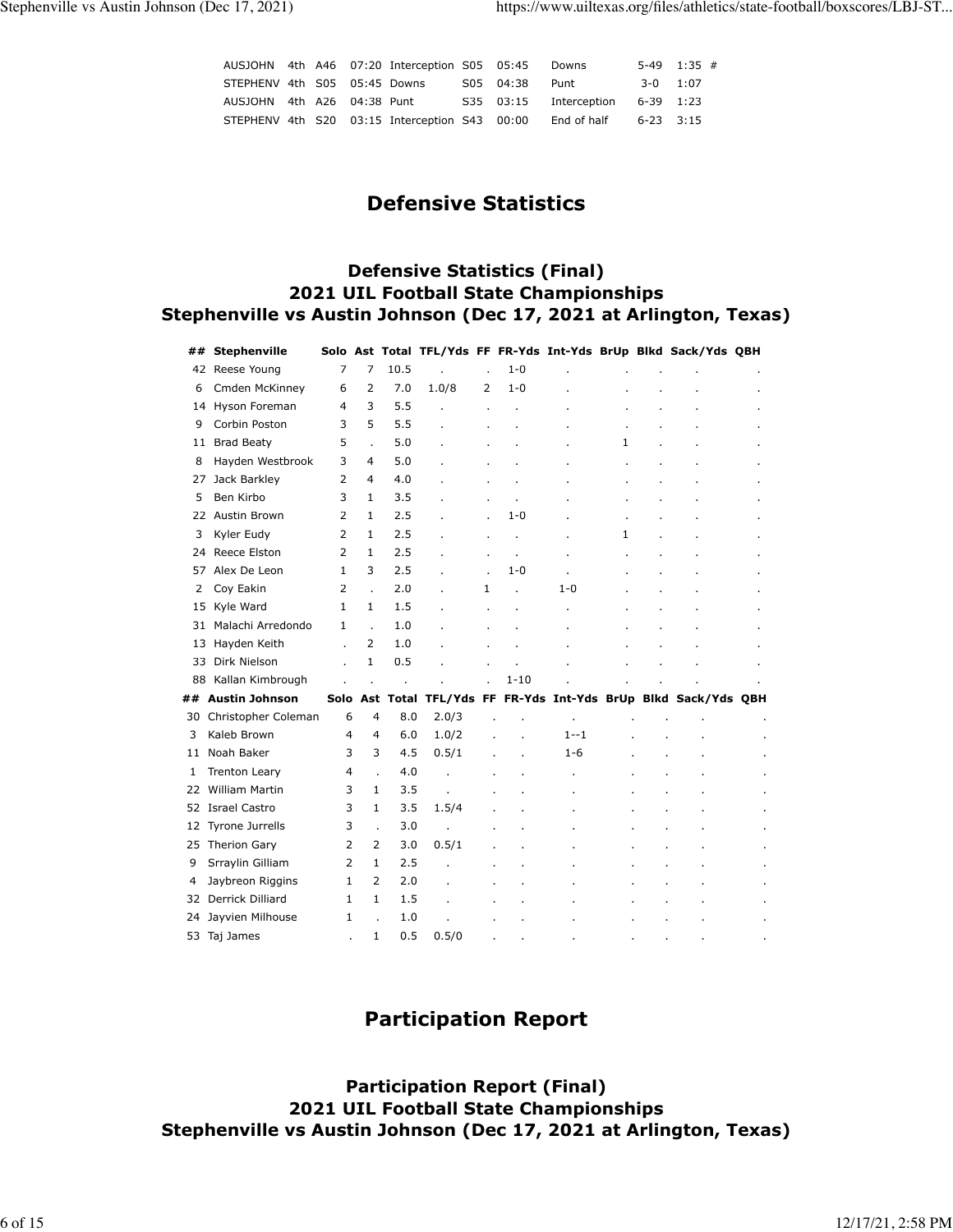| | | | | | | | | | | |
|---|---|---|---|---|---|---|---|---|---|---|
| AUSJOHN | 4th | A46 | 07:20 | Interception | S05 | 05:45 | Downs | 5-49 | 1:35 | # |
| STEPHENV | 4th | S05 | 05:45 | Downs | S05 | 04:38 | Punt | 3-0 | 1:07 | |
| AUSJOHN | 4th | A26 | 04:38 | Punt | S35 | 03:15 | Interception | 6-39 | 1:23 | |
| STEPHENV | 4th | S20 | 03:15 | Interception | S43 | 00:00 | End of half | 6-23 | 3:15 | |

# Defensive Statistics

## Defensive Statistics (Final)
## 2021 UIL Football State Championships
## Stephenville vs Austin Johnson (Dec 17, 2021 at Arlington, Texas)

| ## | Stephenville | Solo | Ast | Total | TFL/Yds | FF | FR-Yds | Int-Yds | BrUp | Blkd | Sack/Yds | QBH |
|---|---|---|---|---|---|---|---|---|---|---|---|---|
| 42 | Reese Young | 7 | 7 | 10.5 | . | . | 1-0 | . | . | . | . | . |
| 6 | Cmden McKinney | 6 | 2 | 7.0 | 1.0/8 | 2 | 1-0 | . | . | . | . | . |
| 14 | Hyson Foreman | 4 | 3 | 5.5 | . | . | . | . | . | . | . | . |
| 9 | Corbin Poston | 3 | 5 | 5.5 | . | . | . | . | . | . | . | . |
| 11 | Brad Beaty | 5 | . | 5.0 | . | . | . | . | 1 | . | . | . |
| 8 | Hayden Westbrook | 3 | 4 | 5.0 | . | . | . | . | . | . | . | . |
| 27 | Jack Barkley | 2 | 4 | 4.0 | . | . | . | . | . | . | . | . |
| 5 | Ben Kirbo | 3 | 1 | 3.5 | . | . | . | . | . | . | . | . |
| 22 | Austin Brown | 2 | 1 | 2.5 | . | . | 1-0 | . | . | . | . | . |
| 3 | Kyler Eudy | 2 | 1 | 2.5 | . | . | . | . | 1 | . | . | . |
| 24 | Reece Elston | 2 | 1 | 2.5 | . | . | . | . | . | . | . | . |
| 57 | Alex De Leon | 1 | 3 | 2.5 | . | . | 1-0 | . | . | . | . | . |
| 2 | Coy Eakin | 2 | . | 2.0 | . | 1 | . | 1-0 | . | . | . | . |
| 15 | Kyle Ward | 1 | 1 | 1.5 | . | . | . | . | . | . | . | . |
| 31 | Malachi Arredondo | 1 | . | 1.0 | . | . | . | . | . | . | . | . |
| 13 | Hayden Keith | . | 2 | 1.0 | . | . | . | . | . | . | . | . |
| 33 | Dirk Nielson | . | 1 | 0.5 | . | . | . | . | . | . | . | . |
| 88 | Kallan Kimbrough | . | . | . | . | . | 1-10 | . | . | . | . | . |
| **##** | **Austin Johnson** | **Solo** | **Ast** | **Total** | **TFL/Yds** | **FF** | **FR-Yds** | **Int-Yds** | **BrUp** | **Blkd** | **Sack/Yds** | **QBH** |
| 30 | Christopher Coleman | 6 | 4 | 8.0 | 2.0/3 | . | . | . | . | . | . | . |
| 3 | Kaleb Brown | 4 | 4 | 6.0 | 1.0/2 | . | . | 1--1 | . | . | . | . |
| 11 | Noah Baker | 3 | 3 | 4.5 | 0.5/1 | . | . | 1-6 | . | . | . | . |
| 1 | Trenton Leary | 4 | . | 4.0 | . | . | . | . | . | . | . | . |
| 22 | William Martin | 3 | 1 | 3.5 | . | . | . | . | . | . | . | . |
| 52 | Israel Castro | 3 | 1 | 3.5 | 1.5/4 | . | . | . | . | . | . | . |
| 12 | Tyrone Jurrells | 3 | . | 3.0 | . | . | . | . | . | . | . | . |
| 25 | Therion Gary | 2 | 2 | 3.0 | 0.5/1 | . | . | . | . | . | . | . |
| 9 | Srraylin Gilliam | 2 | 1 | 2.5 | . | . | . | . | . | . | . | . |
| 4 | Jaybreon Riggins | 1 | 2 | 2.0 | . | . | . | . | . | . | . | . |
| 32 | Derrick Dilliard | 1 | 1 | 1.5 | . | . | . | . | . | . | . | . |
| 24 | Jayvien Milhouse | 1 | . | 1.0 | . | . | . | . | . | . | . | . |
| 53 | Taj James | . | 1 | 0.5 | 0.5/0 | . | . | . | . | . | . | . |

# Participation Report

## Participation Report (Final)
## 2021 UIL Football State Championships
## Stephenville vs Austin Johnson (Dec 17, 2021 at Arlington, Texas)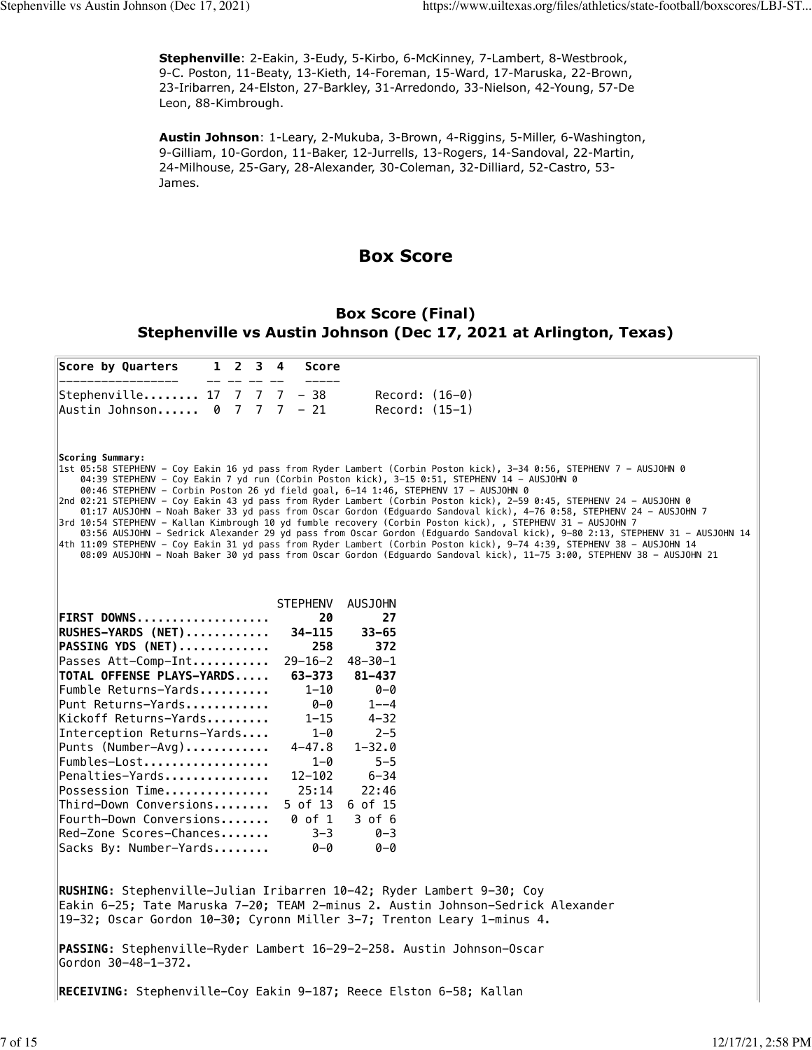**Stephenville**: 2-Eakin, 3-Eudy, 5-Kirbo, 6-McKinney, 7-Lambert, 8-Westbrook, 9-C. Poston, 11-Beaty, 13-Kieth, 14-Foreman, 15-Ward, 17-Maruska, 22-Brown, 23-Iribarren, 24-Elston, 27-Barkley, 31-Arredondo, 33-Nielson, 42-Young, 57-De Leon, 88-Kimbrough.

**Austin Johnson**: 1-Leary, 2-Mukuba, 3-Brown, 4-Riggins, 5-Miller, 6-Washington, 9-Gilliam, 10-Gordon, 11-Baker, 12-Jurrells, 13-Rogers, 14-Sandoval, 22-Martin, 24-Milhouse, 25-Gary, 28-Alexander, 30-Coleman, 32-Dilliard, 52-Castro, 53-James.

## Box Score

### Box Score (Final)
### Stephenville vs Austin Johnson (Dec 17, 2021 at Arlington, Texas)

| Score by Quarters | 1 | 2 | 3 | 4 | Score | |
|---|---|---|---|---|---|---|
| Stephenville | 17 | 7 | 7 | 7 | 38 | Record: (16-0) |
| Austin Johnson | 0 | 7 | 7 | 7 | 21 | Record: (15-1) |

**Scoring Summary:**

```
1st 05:58 STEPHENV - Coy Eakin 16 yd pass from Ryder Lambert (Corbin Poston kick), 3-34 0:56, STEPHENV 7 - AUSJOHN 0
    04:39 STEPHENV - Coy Eakin 7 yd run (Corbin Poston kick), 3-15 0:51, STEPHENV 14 - AUSJOHN 0
    00:46 STEPHENV - Corbin Poston 26 yd field goal, 6-14 1:46, STEPHENV 17 - AUSJOHN 0
2nd 02:21 STEPHENV - Coy Eakin 43 yd pass from Ryder Lambert (Corbin Poston kick), 2-59 0:45, STEPHENV 24 - AUSJOHN 0
    01:17 AUSJOHN - Noah Baker 33 yd pass from Oscar Gordon (Edguardo Sandoval kick), 4-76 0:58, STEPHENV 24 - AUSJOHN 7
3rd 10:54 STEPHENV - Kallan Kimbrough 10 yd fumble recovery (Corbin Poston kick), , STEPHENV 31 - AUSJOHN 7
    03:56 AUSJOHN - Sedrick Alexander 29 yd pass from Oscar Gordon (Edguardo Sandoval kick), 9-80 2:13, STEPHENV 31 - AUSJOHN 14
4th 11:09 STEPHENV - Coy Eakin 31 yd pass from Ryder Lambert (Corbin Poston kick), 9-74 4:39, STEPHENV 38 - AUSJOHN 14
    08:09 AUSJOHN - Noah Baker 30 yd pass from Oscar Gordon (Edguardo Sandoval kick), 11-75 3:00, STEPHENV 38 - AUSJOHN 21
```

| | STEPHENV | AUSJOHN |
|---|---|---|
| **FIRST DOWNS** | **20** | **27** |
| **RUSHES-YARDS (NET)** | **34-115** | **33-65** |
| **PASSING YDS (NET)** | **258** | **372** |
| Passes Att-Comp-Int | 29-16-2 | 48-30-1 |
| **TOTAL OFFENSE PLAYS-YARDS** | **63-373** | **81-437** |
| Fumble Returns-Yards | 1-10 | 0-0 |
| Punt Returns-Yards | 0-0 | 1--4 |
| Kickoff Returns-Yards | 1-15 | 4-32 |
| Interception Returns-Yards | 1-0 | 2-5 |
| Punts (Number-Avg) | 4-47.8 | 1-32.0 |
| Fumbles-Lost | 1-0 | 5-5 |
| Penalties-Yards | 12-102 | 6-34 |
| Possession Time | 25:14 | 22:46 |
| Third-Down Conversions | 5 of 13 | 6 of 15 |
| Fourth-Down Conversions | 0 of 1 | 3 of 6 |
| Red-Zone Scores-Chances | 3-3 | 0-3 |
| Sacks By: Number-Yards | 0-0 | 0-0 |

**RUSHING:** Stephenville-Julian Iribarren 10-42; Ryder Lambert 9-30; Coy Eakin 6-25; Tate Maruska 7-20; TEAM 2-minus 2. Austin Johnson-Sedrick Alexander 19-32; Oscar Gordon 10-30; Cyronn Miller 3-7; Trenton Leary 1-minus 4.

**PASSING:** Stephenville-Ryder Lambert 16-29-2-258. Austin Johnson-Oscar Gordon 30-48-1-372.

**RECEIVING:** Stephenville-Coy Eakin 9-187; Reece Elston 6-58; Kallan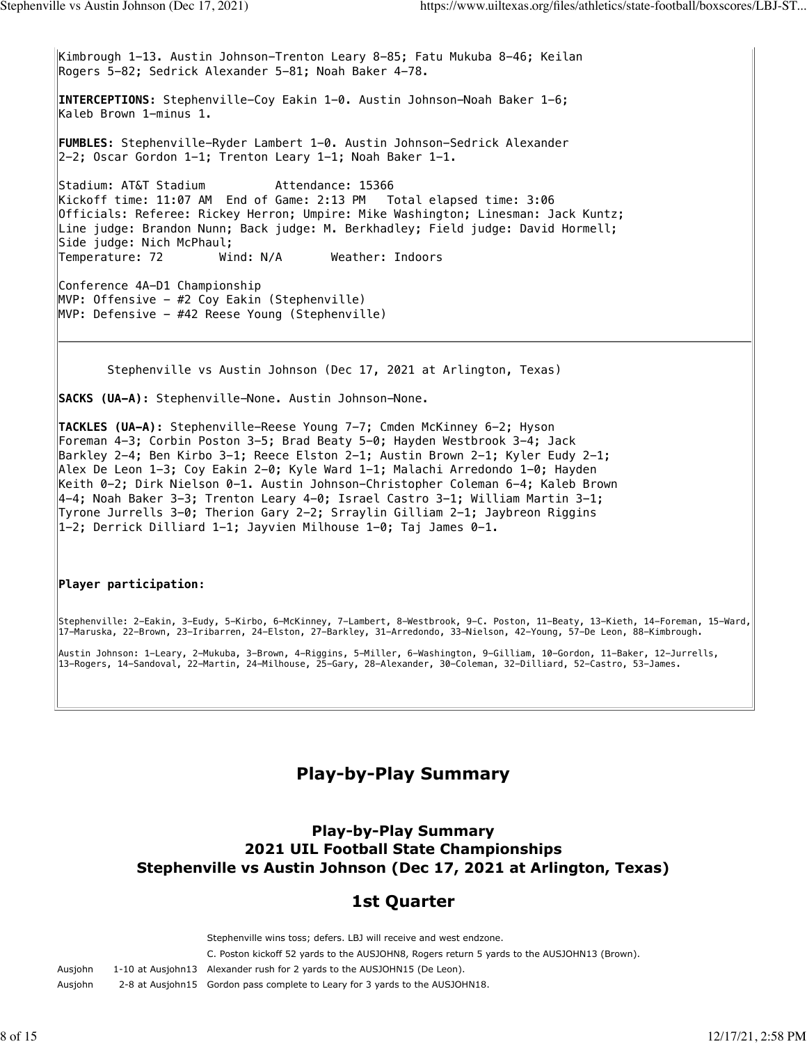Kimbrough 1-13. Austin Johnson-Trenton Leary 8-85; Fatu Mukuba 8-46; Keilan Rogers 5-82; Sedrick Alexander 5-81; Noah Baker 4-78.

**INTERCEPTIONS:** Stephenville-Coy Eakin 1-0. Austin Johnson-Noah Baker 1-6; Kaleb Brown 1-minus 1.

**FUMBLES:** Stephenville-Ryder Lambert 1-0. Austin Johnson-Sedrick Alexander 2-2; Oscar Gordon 1-1; Trenton Leary 1-1; Noah Baker 1-1.

Stadium: AT&T Stadium          Attendance: 15366
Kickoff time: 11:07 AM  End of Game: 2:13 PM   Total elapsed time: 3:06
Officials: Referee: Rickey Herron; Umpire: Mike Washington; Linesman: Jack Kuntz;
Line judge: Brandon Nunn; Back judge: M. Berkhadley; Field judge: David Hormell;
Side judge: Nich McPhaul;
Temperature: 72        Wind: N/A       Weather: Indoors

Conference 4A-D1 Championship
MVP: Offensive - #2 Coy Eakin (Stephenville)
MVP: Defensive - #42 Reese Young (Stephenville)

---

Stephenville vs Austin Johnson (Dec 17, 2021 at Arlington, Texas)

**SACKS (UA-A):** Stephenville-None. Austin Johnson-None.

**TACKLES (UA-A):** Stephenville-Reese Young 7-7; Cmden McKinney 6-2; Hyson Foreman 4-3; Corbin Poston 3-5; Brad Beaty 5-0; Hayden Westbrook 3-4; Jack Barkley 2-4; Ben Kirbo 3-1; Reece Elston 2-1; Austin Brown 2-1; Kyler Eudy 2-1; Alex De Leon 1-3; Coy Eakin 2-0; Kyle Ward 1-1; Malachi Arredondo 1-0; Hayden Keith 0-2; Dirk Nielson 0-1. Austin Johnson-Christopher Coleman 6-4; Kaleb Brown 4-4; Noah Baker 3-3; Trenton Leary 4-0; Israel Castro 3-1; William Martin 3-1; Tyrone Jurrells 3-0; Therion Gary 2-2; Srraylin Gilliam 2-1; Jaybreon Riggins 1-2; Derrick Dilliard 1-1; Jayvien Milhouse 1-0; Taj James 0-1.

**Player participation:**

Stephenville: 2-Eakin, 3-Eudy, 5-Kirbo, 6-McKinney, 7-Lambert, 8-Westbrook, 9-C. Poston, 11-Beaty, 13-Kieth, 14-Foreman, 15-Ward, 17-Maruska, 22-Brown, 23-Iribarren, 24-Elston, 27-Barkley, 31-Arredondo, 33-Nielson, 42-Young, 57-De Leon, 88-Kimbrough.

Austin Johnson: 1-Leary, 2-Mukuba, 3-Brown, 4-Riggins, 5-Miller, 6-Washington, 9-Gilliam, 10-Gordon, 11-Baker, 12-Jurrells, 13-Rogers, 14-Sandoval, 22-Martin, 24-Milhouse, 25-Gary, 28-Alexander, 30-Coleman, 32-Dilliard, 52-Castro, 53-James.

# Play-by-Play Summary

## Play-by-Play Summary
## 2021 UIL Football State Championships
## Stephenville vs Austin Johnson (Dec 17, 2021 at Arlington, Texas)

## 1st Quarter

| | | |
|---|---|---|
| | | Stephenville wins toss; defers. LBJ will receive and west endzone. |
| | | C. Poston kickoff 52 yards to the AUSJOHN8, Rogers return 5 yards to the AUSJOHN13 (Brown). |
| Ausjohn | 1-10 at Ausjohn13 | Alexander rush for 2 yards to the AUSJOHN15 (De Leon). |
| Ausjohn | 2-8 at Ausjohn15 | Gordon pass complete to Leary for 3 yards to the AUSJOHN18. |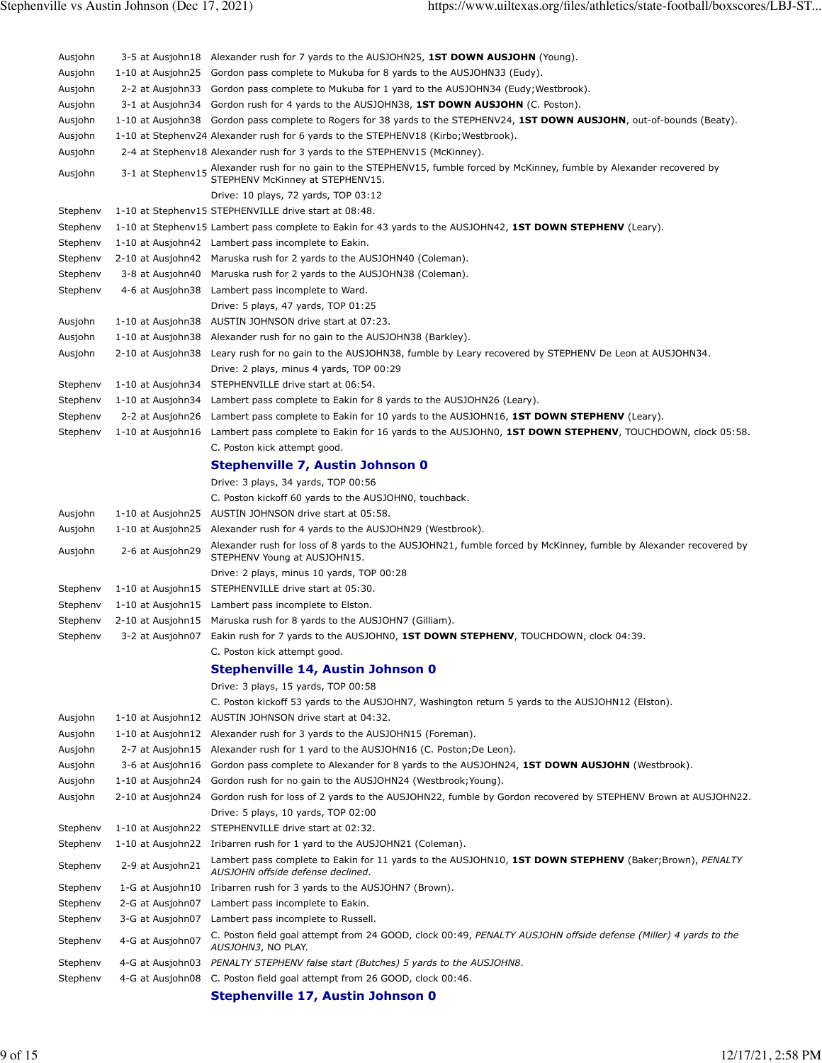| | | |
|---|---|---|
| Ausjohn | 3-5 at Ausjohn18 | Alexander rush for 7 yards to the AUSJOHN25, **1ST DOWN AUSJOHN** (Young). |
| Ausjohn | 1-10 at Ausjohn25 | Gordon pass complete to Mukuba for 8 yards to the AUSJOHN33 (Eudy). |
| Ausjohn | 2-2 at Ausjohn33 | Gordon pass complete to Mukuba for 1 yard to the AUSJOHN34 (Eudy;Westbrook). |
| Ausjohn | 3-1 at Ausjohn34 | Gordon rush for 4 yards to the AUSJOHN38, **1ST DOWN AUSJOHN** (C. Poston). |
| Ausjohn | 1-10 at Ausjohn38 | Gordon pass complete to Rogers for 38 yards to the STEPHENV24, **1ST DOWN AUSJOHN**, out-of-bounds (Beaty). |
| Ausjohn | 1-10 at Stephenv24 | Alexander rush for 6 yards to the STEPHENV18 (Kirbo;Westbrook). |
| Ausjohn | 2-4 at Stephenv18 | Alexander rush for 3 yards to the STEPHENV15 (McKinney). |
| Ausjohn | 3-1 at Stephenv15 | Alexander rush for no gain to the STEPHENV15, fumble forced by McKinney, fumble by Alexander recovered by STEPHENV McKinney at STEPHENV15. |
| | | Drive: 10 plays, 72 yards, TOP 03:12 |
| Stephenv | 1-10 at Stephenv15 | STEPHENVILLE drive start at 08:48. |
| Stephenv | 1-10 at Stephenv15 | Lambert pass complete to Eakin for 43 yards to the AUSJOHN42, **1ST DOWN STEPHENV** (Leary). |
| Stephenv | 1-10 at Ausjohn42 | Lambert pass incomplete to Eakin. |
| Stephenv | 2-10 at Ausjohn42 | Maruska rush for 2 yards to the AUSJOHN40 (Coleman). |
| Stephenv | 3-8 at Ausjohn40 | Maruska rush for 2 yards to the AUSJOHN38 (Coleman). |
| Stephenv | 4-6 at Ausjohn38 | Lambert pass incomplete to Ward. |
| | | Drive: 5 plays, 47 yards, TOP 01:25 |
| Ausjohn | 1-10 at Ausjohn38 | AUSTIN JOHNSON drive start at 07:23. |
| Ausjohn | 1-10 at Ausjohn38 | Alexander rush for no gain to the AUSJOHN38 (Barkley). |
| Ausjohn | 2-10 at Ausjohn38 | Leary rush for no gain to the AUSJOHN38, fumble by Leary recovered by STEPHENV De Leon at AUSJOHN34. |
| | | Drive: 2 plays, minus 4 yards, TOP 00:29 |
| Stephenv | 1-10 at Ausjohn34 | STEPHENVILLE drive start at 06:54. |
| Stephenv | 1-10 at Ausjohn34 | Lambert pass complete to Eakin for 8 yards to the AUSJOHN26 (Leary). |
| Stephenv | 2-2 at Ausjohn26 | Lambert pass complete to Eakin for 10 yards to the AUSJOHN16, **1ST DOWN STEPHENV** (Leary). |
| Stephenv | 1-10 at Ausjohn16 | Lambert pass complete to Eakin for 16 yards to the AUSJOHN0, **1ST DOWN STEPHENV**, TOUCHDOWN, clock 05:58. |
| | | C. Poston kick attempt good. |
| | | **Stephenville 7, Austin Johnson 0** |
| | | Drive: 3 plays, 34 yards, TOP 00:56 |
| | | C. Poston kickoff 60 yards to the AUSJOHN0, touchback. |
| Ausjohn | 1-10 at Ausjohn25 | AUSTIN JOHNSON drive start at 05:58. |
| Ausjohn | 1-10 at Ausjohn25 | Alexander rush for 4 yards to the AUSJOHN29 (Westbrook). |
| Ausjohn | 2-6 at Ausjohn29 | Alexander rush for loss of 8 yards to the AUSJOHN21, fumble forced by McKinney, fumble by Alexander recovered by STEPHENV Young at AUSJOHN15. |
| | | Drive: 2 plays, minus 10 yards, TOP 00:28 |
| Stephenv | 1-10 at Ausjohn15 | STEPHENVILLE drive start at 05:30. |
| Stephenv | 1-10 at Ausjohn15 | Lambert pass incomplete to Elston. |
| Stephenv | 2-10 at Ausjohn15 | Maruska rush for 8 yards to the AUSJOHN7 (Gilliam). |
| Stephenv | 3-2 at Ausjohn07 | Eakin rush for 7 yards to the AUSJOHN0, **1ST DOWN STEPHENV**, TOUCHDOWN, clock 04:39. |
| | | C. Poston kick attempt good. |
| | | **Stephenville 14, Austin Johnson 0** |
| | | Drive: 3 plays, 15 yards, TOP 00:58 |
| | | C. Poston kickoff 53 yards to the AUSJOHN7, Washington return 5 yards to the AUSJOHN12 (Elston). |
| Ausjohn | 1-10 at Ausjohn12 | AUSTIN JOHNSON drive start at 04:32. |
| Ausjohn | 1-10 at Ausjohn12 | Alexander rush for 3 yards to the AUSJOHN15 (Foreman). |
| Ausjohn | 2-7 at Ausjohn15 | Alexander rush for 1 yard to the AUSJOHN16 (C. Poston;De Leon). |
| Ausjohn | 3-6 at Ausjohn16 | Gordon pass complete to Alexander for 8 yards to the AUSJOHN24, **1ST DOWN AUSJOHN** (Westbrook). |
| Ausjohn | 1-10 at Ausjohn24 | Gordon rush for no gain to the AUSJOHN24 (Westbrook;Young). |
| Ausjohn | 2-10 at Ausjohn24 | Gordon rush for loss of 2 yards to the AUSJOHN22, fumble by Gordon recovered by STEPHENV Brown at AUSJOHN22. |
| | | Drive: 5 plays, 10 yards, TOP 02:00 |
| Stephenv | 1-10 at Ausjohn22 | STEPHENVILLE drive start at 02:32. |
| Stephenv | 1-10 at Ausjohn22 | Iribarren rush for 1 yard to the AUSJOHN21 (Coleman). |
| Stephenv | 2-9 at Ausjohn21 | Lambert pass complete to Eakin for 11 yards to the AUSJOHN10, **1ST DOWN STEPHENV** (Baker;Brown), *PENALTY AUSJOHN offside defense declined*. |
| Stephenv | 1-G at Ausjohn10 | Iribarren rush for 3 yards to the AUSJOHN7 (Brown). |
| Stephenv | 2-G at Ausjohn07 | Lambert pass incomplete to Eakin. |
| Stephenv | 3-G at Ausjohn07 | Lambert pass incomplete to Russell. |
| Stephenv | 4-G at Ausjohn07 | C. Poston field goal attempt from 24 GOOD, clock 00:49, *PENALTY AUSJOHN offside defense (Miller) 4 yards to the AUSJOHN3*, NO PLAY. |
| Stephenv | 4-G at Ausjohn03 | *PENALTY STEPHENV false start (Butches) 5 yards to the AUSJOHN8*. |
| Stephenv | 4-G at Ausjohn08 | C. Poston field goal attempt from 26 GOOD, clock 00:46. |
| | | **Stephenville 17, Austin Johnson 0** |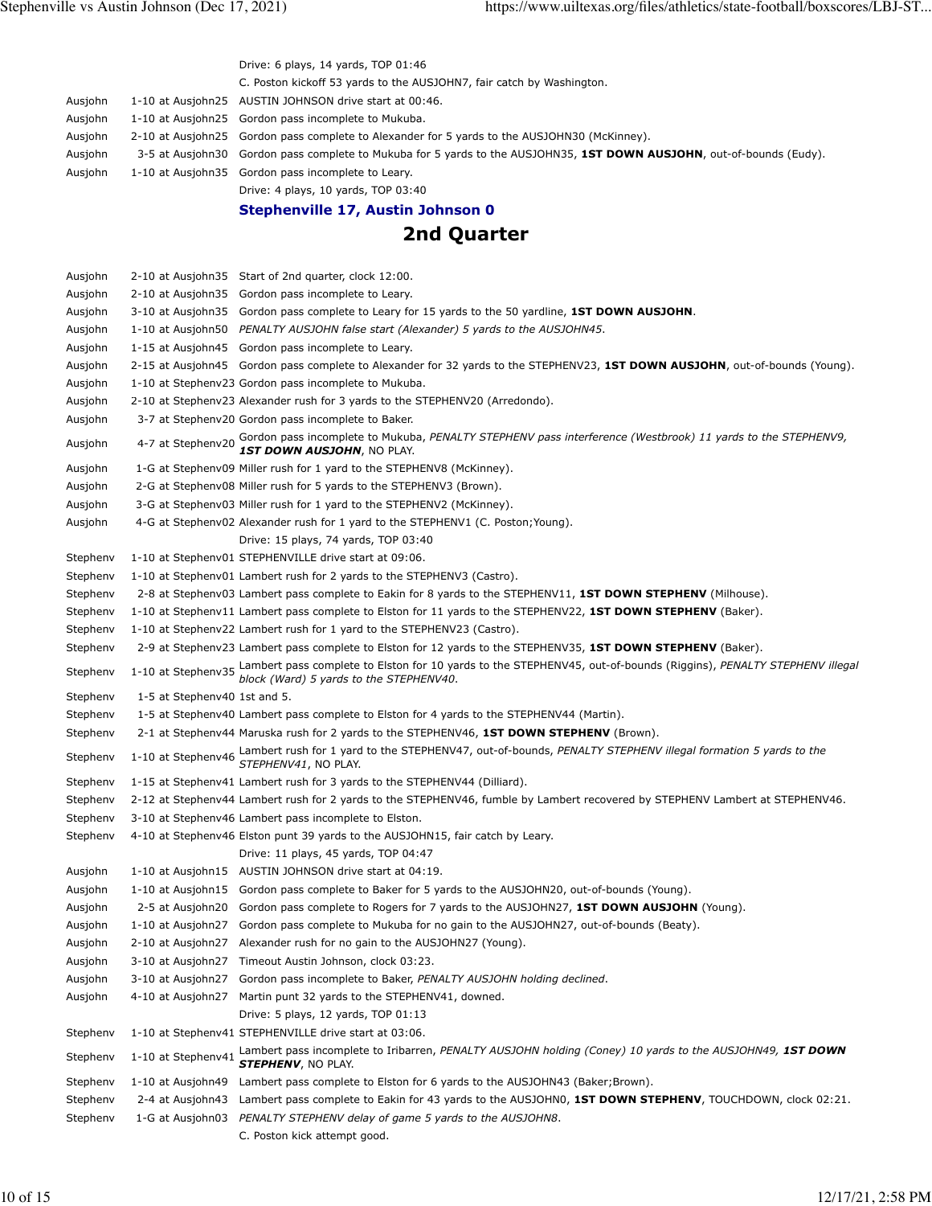| | | Drive: 6 plays, 14 yards, TOP 01:46 |
|---|---|---|
| | | C. Poston kickoff 53 yards to the AUSJOHN7, fair catch by Washington. |
| Ausjohn | 1-10 at Ausjohn25 | AUSTIN JOHNSON drive start at 00:46. |
| Ausjohn | 1-10 at Ausjohn25 | Gordon pass incomplete to Mukuba. |
| Ausjohn | 2-10 at Ausjohn25 | Gordon pass complete to Alexander for 5 yards to the AUSJOHN30 (McKinney). |
| Ausjohn | 3-5 at Ausjohn30 | Gordon pass complete to Mukuba for 5 yards to the AUSJOHN35, **1ST DOWN AUSJOHN**, out-of-bounds (Eudy). |
| Ausjohn | 1-10 at Ausjohn35 | Gordon pass incomplete to Leary. |
| | | Drive: 4 plays, 10 yards, TOP 03:40 |

**Stephenville 17, Austin Johnson 0**

## 2nd Quarter

| | | |
|---|---|---|
| Ausjohn | 2-10 at Ausjohn35 | Start of 2nd quarter, clock 12:00. |
| Ausjohn | 2-10 at Ausjohn35 | Gordon pass incomplete to Leary. |
| Ausjohn | 3-10 at Ausjohn35 | Gordon pass complete to Leary for 15 yards to the 50 yardline, **1ST DOWN AUSJOHN**. |
| Ausjohn | 1-10 at Ausjohn50 | *PENALTY AUSJOHN false start (Alexander) 5 yards to the AUSJOHN45.* |
| Ausjohn | 1-15 at Ausjohn45 | Gordon pass incomplete to Leary. |
| Ausjohn | 2-15 at Ausjohn45 | Gordon pass complete to Alexander for 32 yards to the STEPHENV23, **1ST DOWN AUSJOHN**, out-of-bounds (Young). |
| Ausjohn | 1-10 at Stephenv23 | Gordon pass incomplete to Mukuba. |
| Ausjohn | 2-10 at Stephenv23 | Alexander rush for 3 yards to the STEPHENV20 (Arredondo). |
| Ausjohn | 3-7 at Stephenv20 | Gordon pass incomplete to Baker. |
| Ausjohn | 4-7 at Stephenv20 | Gordon pass incomplete to Mukuba, *PENALTY STEPHENV pass interference (Westbrook) 11 yards to the STEPHENV9,* ***1ST DOWN AUSJOHN***, NO PLAY. |
| Ausjohn | 1-G at Stephenv09 | Miller rush for 1 yard to the STEPHENV8 (McKinney). |
| Ausjohn | 2-G at Stephenv08 | Miller rush for 5 yards to the STEPHENV3 (Brown). |
| Ausjohn | 3-G at Stephenv03 | Miller rush for 1 yard to the STEPHENV2 (McKinney). |
| Ausjohn | 4-G at Stephenv02 | Alexander rush for 1 yard to the STEPHENV1 (C. Poston;Young). |
| | | Drive: 15 plays, 74 yards, TOP 03:40 |
| Stephenv | 1-10 at Stephenv01 | STEPHENVILLE drive start at 09:06. |
| Stephenv | 1-10 at Stephenv01 | Lambert rush for 2 yards to the STEPHENV3 (Castro). |
| Stephenv | 2-8 at Stephenv03 | Lambert pass complete to Eakin for 8 yards to the STEPHENV11, **1ST DOWN STEPHENV** (Milhouse). |
| Stephenv | 1-10 at Stephenv11 | Lambert pass complete to Elston for 11 yards to the STEPHENV22, **1ST DOWN STEPHENV** (Baker). |
| Stephenv | 1-10 at Stephenv22 | Lambert rush for 1 yard to the STEPHENV23 (Castro). |
| Stephenv | 2-9 at Stephenv23 | Lambert pass complete to Elston for 12 yards to the STEPHENV35, **1ST DOWN STEPHENV** (Baker). |
| Stephenv | 1-10 at Stephenv35 | Lambert pass complete to Elston for 10 yards to the STEPHENV45, out-of-bounds (Riggins), *PENALTY STEPHENV illegal block (Ward) 5 yards to the STEPHENV40.* |
| Stephenv | 1-5 at Stephenv40 | 1st and 5. |
| Stephenv | 1-5 at Stephenv40 | Lambert pass complete to Elston for 4 yards to the STEPHENV44 (Martin). |
| Stephenv | 2-1 at Stephenv44 | Maruska rush for 2 yards to the STEPHENV46, **1ST DOWN STEPHENV** (Brown). |
| Stephenv | 1-10 at Stephenv46 | Lambert rush for 1 yard to the STEPHENV47, out-of-bounds, *PENALTY STEPHENV illegal formation 5 yards to the STEPHENV41*, NO PLAY. |
| Stephenv | 1-15 at Stephenv41 | Lambert rush for 3 yards to the STEPHENV44 (Dilliard). |
| Stephenv | 2-12 at Stephenv44 | Lambert rush for 2 yards to the STEPHENV46, fumble by Lambert recovered by STEPHENV Lambert at STEPHENV46. |
| Stephenv | 3-10 at Stephenv46 | Lambert pass incomplete to Elston. |
| Stephenv | 4-10 at Stephenv46 | Elston punt 39 yards to the AUSJOHN15, fair catch by Leary. |
| | | Drive: 11 plays, 45 yards, TOP 04:47 |
| Ausjohn | 1-10 at Ausjohn15 | AUSTIN JOHNSON drive start at 04:19. |
| Ausjohn | 1-10 at Ausjohn15 | Gordon pass complete to Baker for 5 yards to the AUSJOHN20, out-of-bounds (Young). |
| Ausjohn | 2-5 at Ausjohn20 | Gordon pass complete to Rogers for 7 yards to the AUSJOHN27, **1ST DOWN AUSJOHN** (Young). |
| Ausjohn | 1-10 at Ausjohn27 | Gordon pass complete to Mukuba for no gain to the AUSJOHN27, out-of-bounds (Beaty). |
| Ausjohn | 2-10 at Ausjohn27 | Alexander rush for no gain to the AUSJOHN27 (Young). |
| Ausjohn | 3-10 at Ausjohn27 | Timeout Austin Johnson, clock 03:23. |
| Ausjohn | 3-10 at Ausjohn27 | Gordon pass incomplete to Baker, *PENALTY AUSJOHN holding declined.* |
| Ausjohn | 4-10 at Ausjohn27 | Martin punt 32 yards to the STEPHENV41, downed. |
| | | Drive: 5 plays, 12 yards, TOP 01:13 |
| Stephenv | 1-10 at Stephenv41 | STEPHENVILLE drive start at 03:06. |
| Stephenv | 1-10 at Stephenv41 | Lambert pass incomplete to Iribarren, *PENALTY AUSJOHN holding (Coney) 10 yards to the AUSJOHN49,* ***1ST DOWN STEPHENV***, NO PLAY. |
| Stephenv | 1-10 at Ausjohn49 | Lambert pass complete to Elston for 6 yards to the AUSJOHN43 (Baker;Brown). |
| Stephenv | 2-4 at Ausjohn43 | Lambert pass complete to Eakin for 43 yards to the AUSJOHN0, **1ST DOWN STEPHENV**, TOUCHDOWN, clock 02:21. |
| Stephenv | 1-G at Ausjohn03 | *PENALTY STEPHENV delay of game 5 yards to the AUSJOHN8.* |
| | | C. Poston kick attempt good. |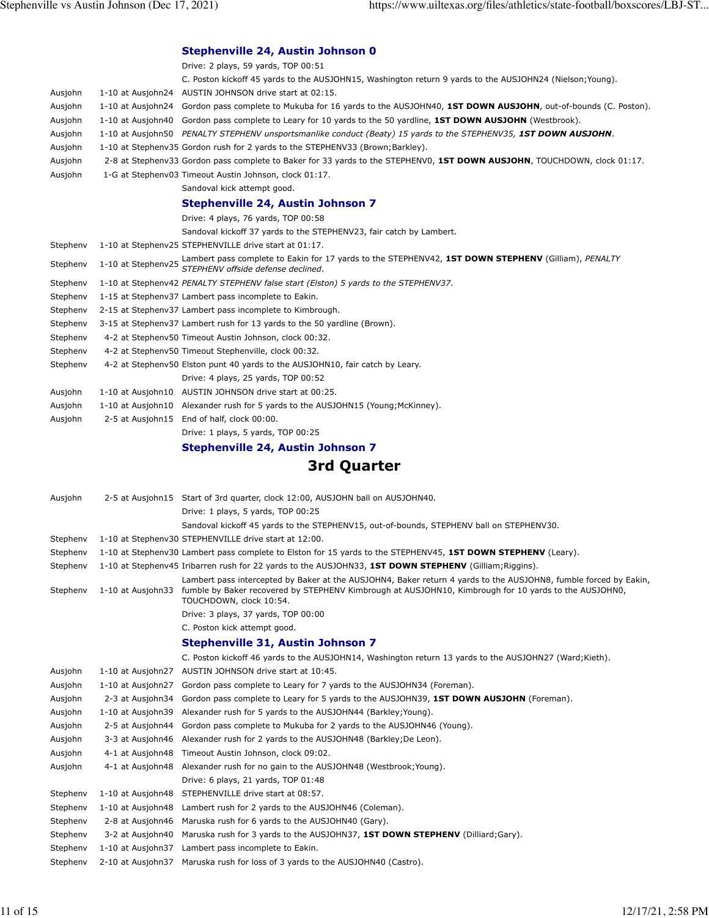### Stephenville 24, Austin Johnson 0

| | | |
|---|---|---|
| | | Drive: 2 plays, 59 yards, TOP 00:51 |
| | | C. Poston kickoff 45 yards to the AUSJOHN15, Washington return 9 yards to the AUSJOHN24 (Nielson;Young). |
| Ausjohn | 1-10 at Ausjohn24 | AUSTIN JOHNSON drive start at 02:15. |
| Ausjohn | 1-10 at Ausjohn24 | Gordon pass complete to Mukuba for 16 yards to the AUSJOHN40, **1ST DOWN AUSJOHN**, out-of-bounds (C. Poston). |
| Ausjohn | 1-10 at Ausjohn40 | Gordon pass complete to Leary for 10 yards to the 50 yardline, **1ST DOWN AUSJOHN** (Westbrook). |
| Ausjohn | 1-10 at Ausjohn50 | *PENALTY STEPHENV unsportsmanlike conduct (Beaty) 15 yards to the STEPHENV35,* ***1ST DOWN AUSJOHN****.* |
| Ausjohn | 1-10 at Stephenv35 | Gordon rush for 2 yards to the STEPHENV33 (Brown;Barkley). |
| Ausjohn | 2-8 at Stephenv33 | Gordon pass complete to Baker for 33 yards to the STEPHENV0, **1ST DOWN AUSJOHN**, TOUCHDOWN, clock 01:17. |
| Ausjohn | 1-G at Stephenv03 | Timeout Austin Johnson, clock 01:17. |
| | | Sandoval kick attempt good. |

### Stephenville 24, Austin Johnson 7

| | | |
|---|---|---|
| | | Drive: 4 plays, 76 yards, TOP 00:58 |
| | | Sandoval kickoff 37 yards to the STEPHENV23, fair catch by Lambert. |
| Stephenv | 1-10 at Stephenv25 | STEPHENVILLE drive start at 01:17. |
| Stephenv | 1-10 at Stephenv25 | Lambert pass complete to Eakin for 17 yards to the STEPHENV42, **1ST DOWN STEPHENV** (Gilliam), *PENALTY STEPHENV offside defense declined*. |
| Stephenv | 1-10 at Stephenv42 | *PENALTY STEPHENV false start (Elston) 5 yards to the STEPHENV37.* |
| Stephenv | 1-15 at Stephenv37 | Lambert pass incomplete to Eakin. |
| Stephenv | 2-15 at Stephenv37 | Lambert pass incomplete to Kimbrough. |
| Stephenv | 3-15 at Stephenv37 | Lambert rush for 13 yards to the 50 yardline (Brown). |
| Stephenv | 4-2 at Stephenv50 | Timeout Austin Johnson, clock 00:32. |
| Stephenv | 4-2 at Stephenv50 | Timeout Stephenville, clock 00:32. |
| Stephenv | 4-2 at Stephenv50 | Elston punt 40 yards to the AUSJOHN10, fair catch by Leary. |
| | | Drive: 4 plays, 25 yards, TOP 00:52 |
| Ausjohn | 1-10 at Ausjohn10 | AUSTIN JOHNSON drive start at 00:25. |
| Ausjohn | 1-10 at Ausjohn10 | Alexander rush for 5 yards to the AUSJOHN15 (Young;McKinney). |
| Ausjohn | 2-5 at Ausjohn15 | End of half, clock 00:00. |
| | | Drive: 1 plays, 5 yards, TOP 00:25 |

### Stephenville 24, Austin Johnson 7

## 3rd Quarter

| | | |
|---|---|---|
| Ausjohn | 2-5 at Ausjohn15 | Start of 3rd quarter, clock 12:00, AUSJOHN ball on AUSJOHN40. |
| | | Drive: 1 plays, 5 yards, TOP 00:25 |
| | | Sandoval kickoff 45 yards to the STEPHENV15, out-of-bounds, STEPHENV ball on STEPHENV30. |
| Stephenv | 1-10 at Stephenv30 | STEPHENVILLE drive start at 12:00. |
| Stephenv | 1-10 at Stephenv30 | Lambert pass complete to Elston for 15 yards to the STEPHENV45, **1ST DOWN STEPHENV** (Leary). |
| Stephenv | 1-10 at Stephenv45 | Iribarren rush for 22 yards to the AUSJOHN33, **1ST DOWN STEPHENV** (Gilliam;Riggins). |
| Stephenv | 1-10 at Ausjohn33 | Lambert pass intercepted by Baker at the AUSJOHN4, Baker return 4 yards to the AUSJOHN8, fumble forced by Eakin, fumble by Baker recovered by STEPHENV Kimbrough at AUSJOHN10, Kimbrough for 10 yards to the AUSJOHN0, TOUCHDOWN, clock 10:54. |
| | | Drive: 3 plays, 37 yards, TOP 00:00 |
| | | C. Poston kick attempt good. |

### Stephenville 31, Austin Johnson 7

| | | |
|---|---|---|
| | | C. Poston kickoff 46 yards to the AUSJOHN14, Washington return 13 yards to the AUSJOHN27 (Ward;Kieth). |
| Ausjohn | 1-10 at Ausjohn27 | AUSTIN JOHNSON drive start at 10:45. |
| Ausjohn | 1-10 at Ausjohn27 | Gordon pass complete to Leary for 7 yards to the AUSJOHN34 (Foreman). |
| Ausjohn | 2-3 at Ausjohn34 | Gordon pass complete to Leary for 5 yards to the AUSJOHN39, **1ST DOWN AUSJOHN** (Foreman). |
| Ausjohn | 1-10 at Ausjohn39 | Alexander rush for 5 yards to the AUSJOHN44 (Barkley;Young). |
| Ausjohn | 2-5 at Ausjohn44 | Gordon pass complete to Mukuba for 2 yards to the AUSJOHN46 (Young). |
| Ausjohn | 3-3 at Ausjohn46 | Alexander rush for 2 yards to the AUSJOHN48 (Barkley;De Leon). |
| Ausjohn | 4-1 at Ausjohn48 | Timeout Austin Johnson, clock 09:02. |
| Ausjohn | 4-1 at Ausjohn48 | Alexander rush for no gain to the AUSJOHN48 (Westbrook;Young). |
| | | Drive: 6 plays, 21 yards, TOP 01:48 |
| Stephenv | 1-10 at Ausjohn48 | STEPHENVILLE drive start at 08:57. |
| Stephenv | 1-10 at Ausjohn48 | Lambert rush for 2 yards to the AUSJOHN46 (Coleman). |
| Stephenv | 2-8 at Ausjohn46 | Maruska rush for 6 yards to the AUSJOHN40 (Gary). |
| Stephenv | 3-2 at Ausjohn40 | Maruska rush for 3 yards to the AUSJOHN37, **1ST DOWN STEPHENV** (Dilliard;Gary). |
| Stephenv | 1-10 at Ausjohn37 | Lambert pass incomplete to Eakin. |
| Stephenv | 2-10 at Ausjohn37 | Maruska rush for loss of 3 yards to the AUSJOHN40 (Castro). |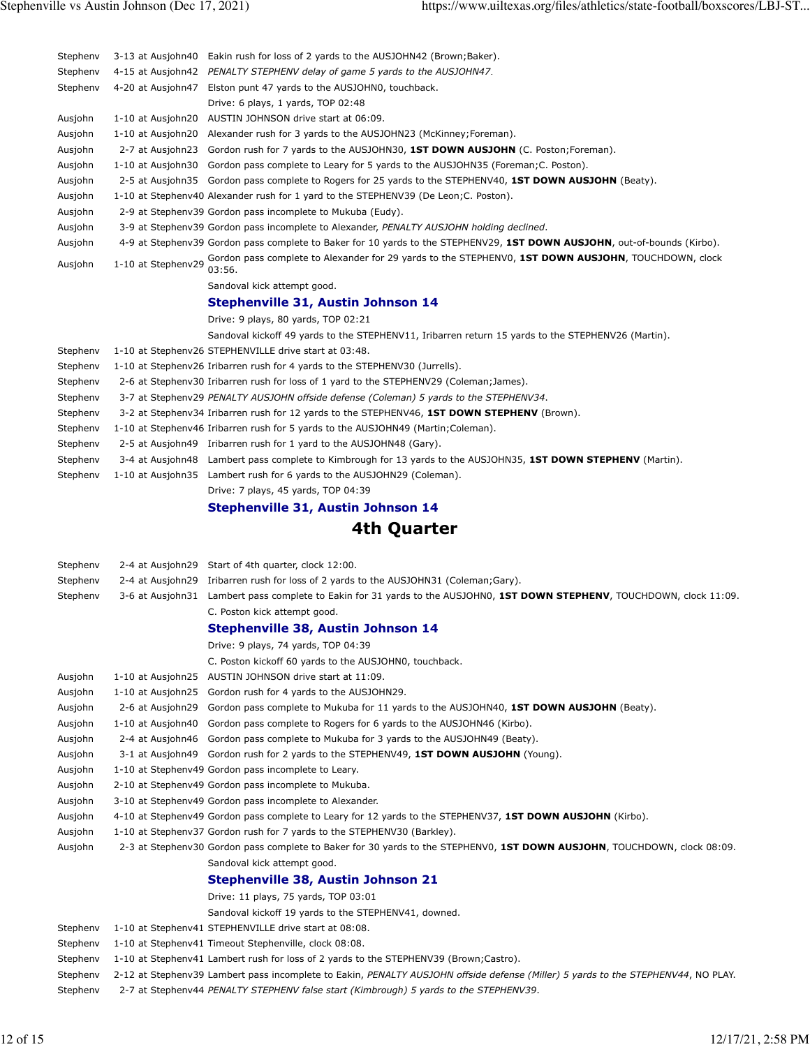| | | |
|---|---|---|
| Stephenv | 3-13 at Ausjohn40 | Eakin rush for loss of 2 yards to the AUSJOHN42 (Brown;Baker). |
| Stephenv | 4-15 at Ausjohn42 | *PENALTY STEPHENV delay of game 5 yards to the AUSJOHN47.* |
| Stephenv | 4-20 at Ausjohn47 | Elston punt 47 yards to the AUSJOHN0, touchback. |
| | | Drive: 6 plays, 1 yards, TOP 02:48 |
| Ausjohn | 1-10 at Ausjohn20 | AUSTIN JOHNSON drive start at 06:09. |
| Ausjohn | 1-10 at Ausjohn20 | Alexander rush for 3 yards to the AUSJOHN23 (McKinney;Foreman). |
| Ausjohn | 2-7 at Ausjohn23 | Gordon rush for 7 yards to the AUSJOHN30, **1ST DOWN AUSJOHN** (C. Poston;Foreman). |
| Ausjohn | 1-10 at Ausjohn30 | Gordon pass complete to Leary for 5 yards to the AUSJOHN35 (Foreman;C. Poston). |
| Ausjohn | 2-5 at Ausjohn35 | Gordon pass complete to Rogers for 25 yards to the STEPHENV40, **1ST DOWN AUSJOHN** (Beaty). |
| Ausjohn | 1-10 at Stephenv40 | Alexander rush for 1 yard to the STEPHENV39 (De Leon;C. Poston). |
| Ausjohn | 2-9 at Stephenv39 | Gordon pass incomplete to Mukuba (Eudy). |
| Ausjohn | 3-9 at Stephenv39 | Gordon pass incomplete to Alexander, *PENALTY AUSJOHN holding declined*. |
| Ausjohn | 4-9 at Stephenv39 | Gordon pass complete to Baker for 10 yards to the STEPHENV29, **1ST DOWN AUSJOHN**, out-of-bounds (Kirbo). |
| Ausjohn | 1-10 at Stephenv29 | Gordon pass complete to Alexander for 29 yards to the STEPHENV0, **1ST DOWN AUSJOHN**, TOUCHDOWN, clock 03:56. |
| | | Sandoval kick attempt good. |
| | | **Stephenville 31, Austin Johnson 14** |
| | | Drive: 9 plays, 80 yards, TOP 02:21 |
| | | Sandoval kickoff 49 yards to the STEPHENV11, Iribarren return 15 yards to the STEPHENV26 (Martin). |
| Stephenv | 1-10 at Stephenv26 | STEPHENVILLE drive start at 03:48. |
| Stephenv | 1-10 at Stephenv26 | Iribarren rush for 4 yards to the STEPHENV30 (Jurrells). |
| Stephenv | 2-6 at Stephenv30 | Iribarren rush for loss of 1 yard to the STEPHENV29 (Coleman;James). |
| Stephenv | 3-7 at Stephenv29 | *PENALTY AUSJOHN offside defense (Coleman) 5 yards to the STEPHENV34.* |
| Stephenv | 3-2 at Stephenv34 | Iribarren rush for 12 yards to the STEPHENV46, **1ST DOWN STEPHENV** (Brown). |
| Stephenv | 1-10 at Stephenv46 | Iribarren rush for 5 yards to the AUSJOHN49 (Martin;Coleman). |
| Stephenv | 2-5 at Ausjohn49 | Iribarren rush for 1 yard to the AUSJOHN48 (Gary). |
| Stephenv | 3-4 at Ausjohn48 | Lambert pass complete to Kimbrough for 13 yards to the AUSJOHN35, **1ST DOWN STEPHENV** (Martin). |
| Stephenv | 1-10 at Ausjohn35 | Lambert rush for 6 yards to the AUSJOHN29 (Coleman). |
| | | Drive: 7 plays, 45 yards, TOP 04:39 |
| | | **Stephenville 31, Austin Johnson 14** |

## 4th Quarter

| | | |
|---|---|---|
| Stephenv | 2-4 at Ausjohn29 | Start of 4th quarter, clock 12:00. |
| Stephenv | 2-4 at Ausjohn29 | Iribarren rush for loss of 2 yards to the AUSJOHN31 (Coleman;Gary). |
| Stephenv | 3-6 at Ausjohn31 | Lambert pass complete to Eakin for 31 yards to the AUSJOHN0, **1ST DOWN STEPHENV**, TOUCHDOWN, clock 11:09. |
| | | C. Poston kick attempt good. |
| | | **Stephenville 38, Austin Johnson 14** |
| | | Drive: 9 plays, 74 yards, TOP 04:39 |
| | | C. Poston kickoff 60 yards to the AUSJOHN0, touchback. |
| Ausjohn | 1-10 at Ausjohn25 | AUSTIN JOHNSON drive start at 11:09. |
| Ausjohn | 1-10 at Ausjohn25 | Gordon rush for 4 yards to the AUSJOHN29. |
| Ausjohn | 2-6 at Ausjohn29 | Gordon pass complete to Mukuba for 11 yards to the AUSJOHN40, **1ST DOWN AUSJOHN** (Beaty). |
| Ausjohn | 1-10 at Ausjohn40 | Gordon pass complete to Rogers for 6 yards to the AUSJOHN46 (Kirbo). |
| Ausjohn | 2-4 at Ausjohn46 | Gordon pass complete to Mukuba for 3 yards to the AUSJOHN49 (Beaty). |
| Ausjohn | 3-1 at Ausjohn49 | Gordon rush for 2 yards to the STEPHENV49, **1ST DOWN AUSJOHN** (Young). |
| Ausjohn | 1-10 at Stephenv49 | Gordon pass incomplete to Leary. |
| Ausjohn | 2-10 at Stephenv49 | Gordon pass incomplete to Mukuba. |
| Ausjohn | 3-10 at Stephenv49 | Gordon pass incomplete to Alexander. |
| Ausjohn | 4-10 at Stephenv49 | Gordon pass complete to Leary for 12 yards to the STEPHENV37, **1ST DOWN AUSJOHN** (Kirbo). |
| Ausjohn | 1-10 at Stephenv37 | Gordon rush for 7 yards to the STEPHENV30 (Barkley). |
| Ausjohn | 2-3 at Stephenv30 | Gordon pass complete to Baker for 30 yards to the STEPHENV0, **1ST DOWN AUSJOHN**, TOUCHDOWN, clock 08:09. |
| | | Sandoval kick attempt good. |
| | | **Stephenville 38, Austin Johnson 21** |
| | | Drive: 11 plays, 75 yards, TOP 03:01 |
| | | Sandoval kickoff 19 yards to the STEPHENV41, downed. |
| Stephenv | 1-10 at Stephenv41 | STEPHENVILLE drive start at 08:08. |
| Stephenv | 1-10 at Stephenv41 | Timeout Stephenville, clock 08:08. |
| Stephenv | 1-10 at Stephenv41 | Lambert rush for loss of 2 yards to the STEPHENV39 (Brown;Castro). |
| Stephenv | 2-12 at Stephenv39 | Lambert pass incomplete to Eakin, *PENALTY AUSJOHN offside defense (Miller) 5 yards to the STEPHENV44*, NO PLAY. |
| Stephenv | 2-7 at Stephenv44 | *PENALTY STEPHENV false start (Kimbrough) 5 yards to the STEPHENV39.* |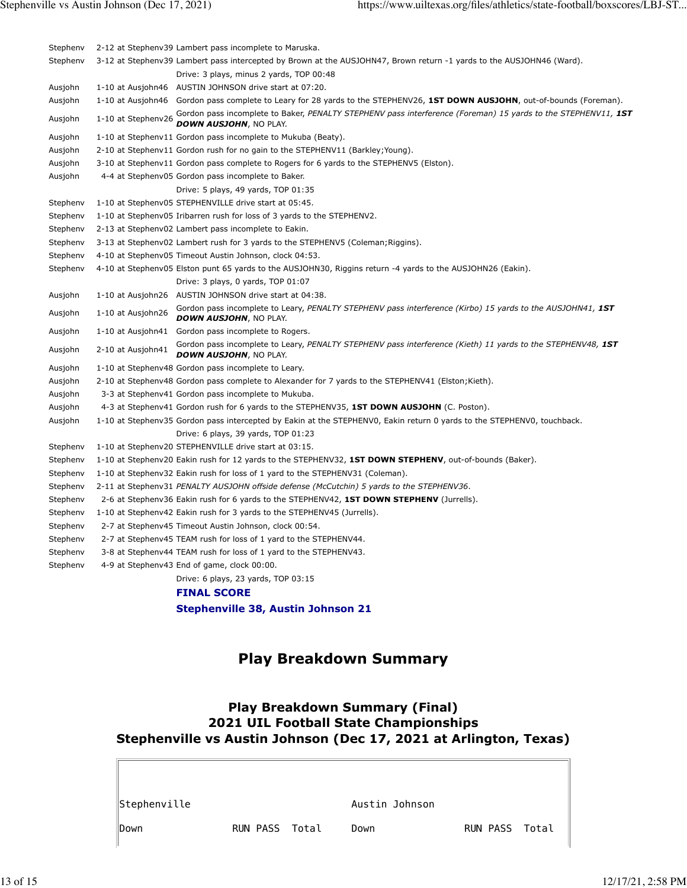| | | |
|---|---|---|
| Stephenv | 2-12 at Stephenv39 | Lambert pass incomplete to Maruska. |
| Stephenv | 3-12 at Stephenv39 | Lambert pass intercepted by Brown at the AUSJOHN47, Brown return -1 yards to the AUSJOHN46 (Ward). |
| | | Drive: 3 plays, minus 2 yards, TOP 00:48 |
| Ausjohn | 1-10 at Ausjohn46 | AUSTIN JOHNSON drive start at 07:20. |
| Ausjohn | 1-10 at Ausjohn46 | Gordon pass complete to Leary for 28 yards to the STEPHENV26, **1ST DOWN AUSJOHN**, out-of-bounds (Foreman). |
| Ausjohn | 1-10 at Stephenv26 | Gordon pass incomplete to Baker, *PENALTY STEPHENV pass interference (Foreman) 15 yards to the STEPHENV11, **1ST DOWN AUSJOHN***, NO PLAY. |
| Ausjohn | 1-10 at Stephenv11 | Gordon pass incomplete to Mukuba (Beaty). |
| Ausjohn | 2-10 at Stephenv11 | Gordon rush for no gain to the STEPHENV11 (Barkley;Young). |
| Ausjohn | 3-10 at Stephenv11 | Gordon pass complete to Rogers for 6 yards to the STEPHENV5 (Elston). |
| Ausjohn | 4-4 at Stephenv05 | Gordon pass incomplete to Baker. |
| | | Drive: 5 plays, 49 yards, TOP 01:35 |
| Stephenv | 1-10 at Stephenv05 | STEPHENVILLE drive start at 05:45. |
| Stephenv | 1-10 at Stephenv05 | Iribarren rush for loss of 3 yards to the STEPHENV2. |
| Stephenv | 2-13 at Stephenv02 | Lambert pass incomplete to Eakin. |
| Stephenv | 3-13 at Stephenv02 | Lambert rush for 3 yards to the STEPHENV5 (Coleman;Riggins). |
| Stephenv | 4-10 at Stephenv05 | Timeout Austin Johnson, clock 04:53. |
| Stephenv | 4-10 at Stephenv05 | Elston punt 65 yards to the AUSJOHN30, Riggins return -4 yards to the AUSJOHN26 (Eakin). |
| | | Drive: 3 plays, 0 yards, TOP 01:07 |
| Ausjohn | 1-10 at Ausjohn26 | AUSTIN JOHNSON drive start at 04:38. |
| Ausjohn | 1-10 at Ausjohn26 | Gordon pass incomplete to Leary, *PENALTY STEPHENV pass interference (Kirbo) 15 yards to the AUSJOHN41, **1ST DOWN AUSJOHN***, NO PLAY. |
| Ausjohn | 1-10 at Ausjohn41 | Gordon pass incomplete to Rogers. |
| Ausjohn | 2-10 at Ausjohn41 | Gordon pass incomplete to Leary, *PENALTY STEPHENV pass interference (Kieth) 11 yards to the STEPHENV48, **1ST DOWN AUSJOHN***, NO PLAY. |
| Ausjohn | 1-10 at Stephenv48 | Gordon pass incomplete to Leary. |
| Ausjohn | 2-10 at Stephenv48 | Gordon pass complete to Alexander for 7 yards to the STEPHENV41 (Elston;Kieth). |
| Ausjohn | 3-3 at Stephenv41 | Gordon pass incomplete to Mukuba. |
| Ausjohn | 4-3 at Stephenv41 | Gordon rush for 6 yards to the STEPHENV35, **1ST DOWN AUSJOHN** (C. Poston). |
| Ausjohn | 1-10 at Stephenv35 | Gordon pass intercepted by Eakin at the STEPHENV0, Eakin return 0 yards to the STEPHENV0, touchback. |
| | | Drive: 6 plays, 39 yards, TOP 01:23 |
| Stephenv | 1-10 at Stephenv20 | STEPHENVILLE drive start at 03:15. |
| Stephenv | 1-10 at Stephenv20 | Eakin rush for 12 yards to the STEPHENV32, **1ST DOWN STEPHENV**, out-of-bounds (Baker). |
| Stephenv | 1-10 at Stephenv32 | Eakin rush for loss of 1 yard to the STEPHENV31 (Coleman). |
| Stephenv | 2-11 at Stephenv31 | *PENALTY AUSJOHN offside defense (McCutchin) 5 yards to the STEPHENV36.* |
| Stephenv | 2-6 at Stephenv36 | Eakin rush for 6 yards to the STEPHENV42, **1ST DOWN STEPHENV** (Jurrells). |
| Stephenv | 1-10 at Stephenv42 | Eakin rush for 3 yards to the STEPHENV45 (Jurrells). |
| Stephenv | 2-7 at Stephenv45 | Timeout Austin Johnson, clock 00:54. |
| Stephenv | 2-7 at Stephenv45 | TEAM rush for loss of 1 yard to the STEPHENV44. |
| Stephenv | 3-8 at Stephenv44 | TEAM rush for loss of 1 yard to the STEPHENV43. |
| Stephenv | 4-9 at Stephenv43 | End of game, clock 00:00. |
| | | Drive: 6 plays, 23 yards, TOP 03:15 |

**FINAL SCORE**

**Stephenville 38, Austin Johnson 21**

## Play Breakdown Summary

### Play Breakdown Summary (Final)
### 2021 UIL Football State Championships
### Stephenville vs Austin Johnson (Dec 17, 2021 at Arlington, Texas)

| Stephenville | | | | Austin Johnson | | | |
|---|---|---|---|---|---|---|---|
| Down | RUN | PASS | Total | Down | RUN | PASS | Total |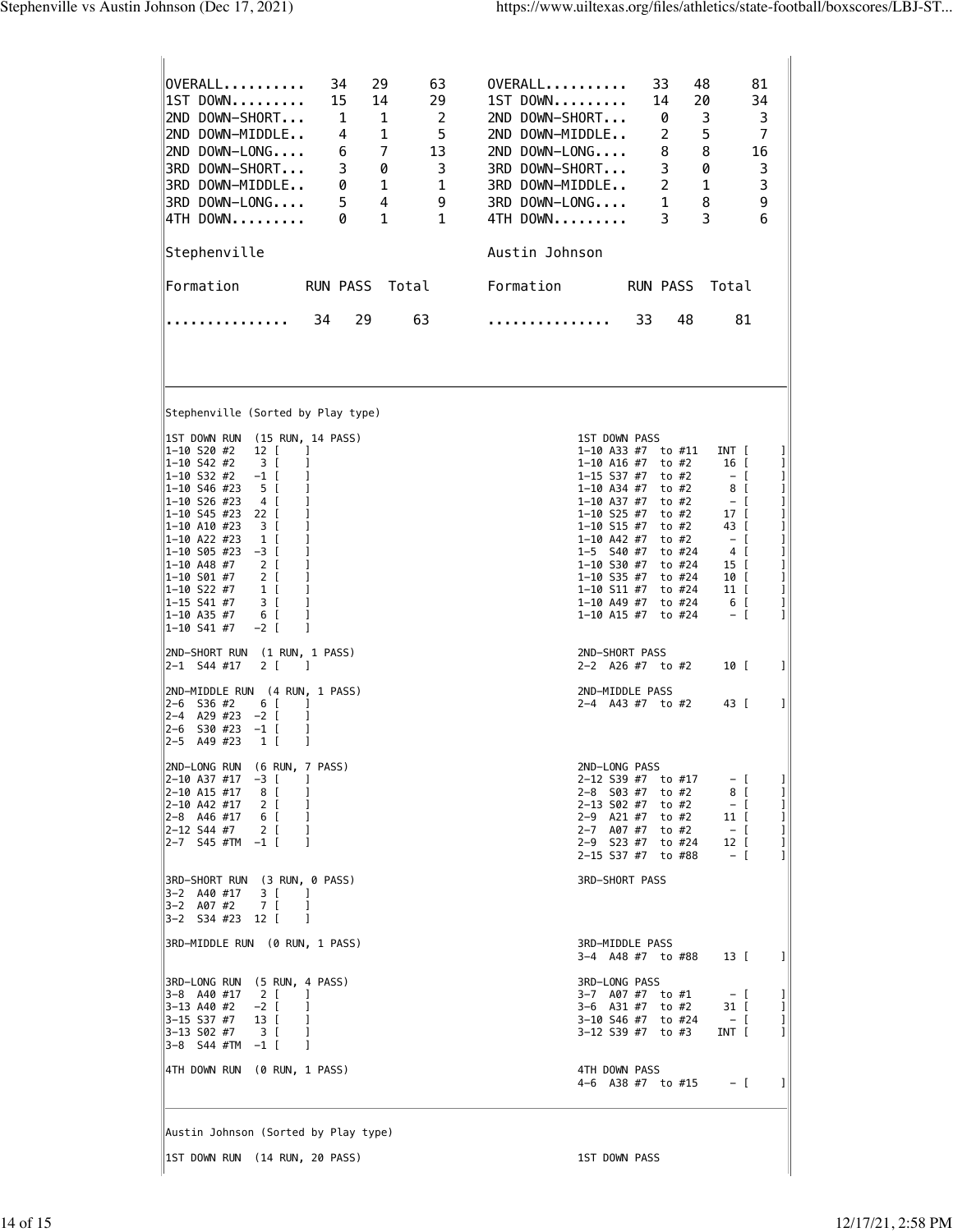| | RUN | PASS | Total | | RUN | PASS | Total |
|---|---|---|---|---|---|---|---|
| OVERALL.......... | 34 | 29 | 63 | OVERALL.......... | 33 | 48 | 81 |
| 1ST DOWN......... | 15 | 14 | 29 | 1ST DOWN......... | 14 | 20 | 34 |
| 2ND DOWN-SHORT... | 1 | 1 | 2 | 2ND DOWN-SHORT... | 0 | 3 | 3 |
| 2ND DOWN-MIDDLE.. | 4 | 1 | 5 | 2ND DOWN-MIDDLE.. | 2 | 5 | 7 |
| 2ND DOWN-LONG.... | 6 | 7 | 13 | 2ND DOWN-LONG.... | 8 | 8 | 16 |
| 3RD DOWN-SHORT... | 3 | 0 | 3 | 3RD DOWN-SHORT... | 3 | 0 | 3 |
| 3RD DOWN-MIDDLE.. | 0 | 1 | 1 | 3RD DOWN-MIDDLE.. | 2 | 1 | 3 |
| 3RD DOWN-LONG.... | 5 | 4 | 9 | 3RD DOWN-LONG.... | 1 | 8 | 9 |
| 4TH DOWN......... | 0 | 1 | 1 | 4TH DOWN......... | 3 | 3 | 6 |

| Stephenville | | | | Austin Johnson | | | |
|---|---|---|---|---|---|---|---|
| Formation | RUN | PASS | Total | Formation | RUN | PASS | Total |
| .............. | 34 | 29 | 63 | .............. | 33 | 48 | 81 |

Stephenville (Sorted by Play type)

```
1ST DOWN RUN  (15 RUN, 14 PASS)          1ST DOWN PASS
1-10 S20 #2   12 [   ]                   1-10 A33 #7  to #11   INT [     ]
1-10 S42 #2    3 [   ]                   1-10 A16 #7  to #2     16 [     ]
1-10 S32 #2   -1 [   ]                   1-15 S37 #7  to #2      - [     ]
1-10 S46 #23   5 [   ]                   1-10 A34 #7  to #2      8 [     ]
1-10 S26 #23   4 [   ]                   1-10 A37 #7  to #2      - [     ]
1-10 S45 #23  22 [   ]                   1-10 S25 #7  to #2     17 [     ]
1-10 A10 #23   3 [   ]                   1-10 S15 #7  to #2     43 [     ]
1-10 A22 #23   1 [   ]                   1-10 A42 #7  to #2      - [     ]
1-10 S05 #23  -3 [   ]                   1-5  S40 #7  to #24     4 [     ]
1-10 A48 #7    2 [   ]                   1-10 S30 #7  to #24    15 [     ]
1-10 S01 #7    2 [   ]                   1-10 S35 #7  to #24    10 [     ]
1-10 S22 #7    1 [   ]                   1-10 S11 #7  to #24    11 [     ]
1-15 S41 #7    3 [   ]                   1-10 A49 #7  to #24     6 [     ]
1-10 A35 #7    6 [   ]                   1-10 A15 #7  to #24     - [     ]
1-10 S41 #7   -2 [   ]

2ND-SHORT RUN  (1 RUN, 1 PASS)           2ND-SHORT PASS
2-1  S44 #17   2 [   ]                   2-2  A26 #7  to #2     10 [     ]

2ND-MIDDLE RUN  (4 RUN, 1 PASS)          2ND-MIDDLE PASS
2-6  S36 #2    6 [   ]                   2-4  A43 #7  to #2     43 [     ]
2-4  A29 #23  -2 [   ]
2-6  S30 #23  -1 [   ]
2-5  A49 #23   1 [   ]

2ND-LONG RUN  (6 RUN, 7 PASS)            2ND-LONG PASS
2-10 A37 #17  -3 [   ]                   2-12 S39 #7  to #17     - [     ]
2-10 A15 #17   8 [   ]                   2-8  S03 #7  to #2      8 [     ]
2-10 A42 #17   2 [   ]                   2-13 S02 #7  to #2      - [     ]
2-8  A46 #17   6 [   ]                   2-9  A21 #7  to #2     11 [     ]
2-12 S44 #7    2 [   ]                   2-7  A07 #7  to #2      - [     ]
2-7  S45 #TM  -1 [   ]                   2-9  S23 #7  to #24    12 [     ]
                                         2-15 S37 #7  to #88     - [     ]

3RD-SHORT RUN  (3 RUN, 0 PASS)           3RD-SHORT PASS
3-2  A40 #17   3 [   ]
3-2  A07 #2    7 [   ]
3-2  S34 #23  12 [   ]

3RD-MIDDLE RUN  (0 RUN, 1 PASS)          3RD-MIDDLE PASS
                                         3-4  A48 #7  to #88    13 [     ]

3RD-LONG RUN  (5 RUN, 4 PASS)            3RD-LONG PASS
3-8  A40 #17   2 [   ]                   3-7  A07 #7  to #1      - [     ]
3-13 A40 #2   -2 [   ]                   3-6  A31 #7  to #2     31 [     ]
3-15 S37 #7   13 [   ]                   3-10 S46 #7  to #24     - [     ]
3-13 S02 #7    3 [   ]                   3-12 S39 #7  to #3    INT [     ]
3-8  S44 #TM  -1 [   ]

4TH DOWN RUN  (0 RUN, 1 PASS)            4TH DOWN PASS
                                         4-6  A38 #7  to #15     - [     ]
```

Austin Johnson (Sorted by Play type)

```
1ST DOWN RUN  (14 RUN, 20 PASS)          1ST DOWN PASS
```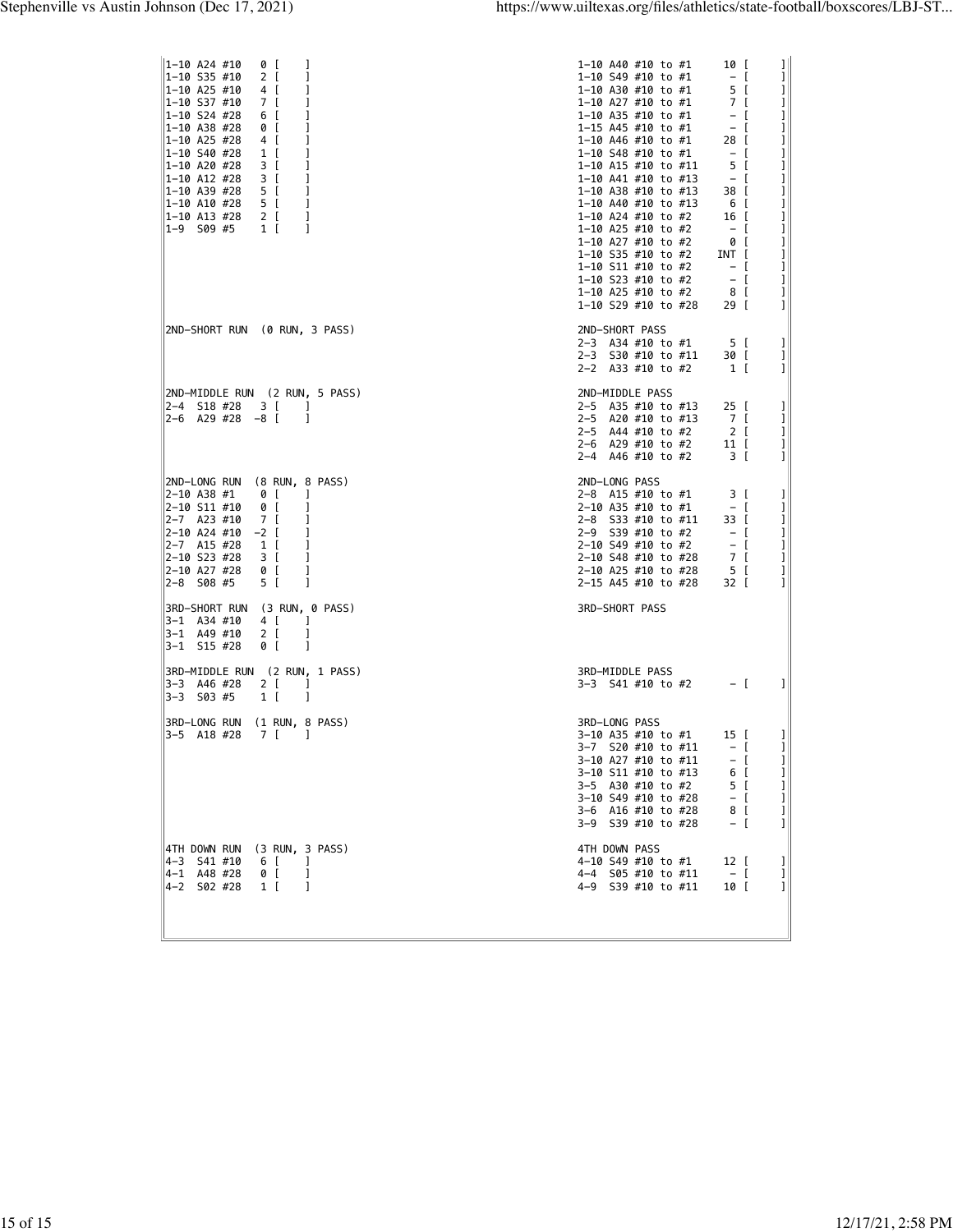```
1-10 A24 #10   0 [    ]                                     1-10 A40 #10 to #1     10 [     ]
1-10 S35 #10   2 [    ]                                     1-10 S49 #10 to #1      - [     ]
1-10 A25 #10   4 [    ]                                     1-10 A30 #10 to #1      5 [     ]
1-10 S37 #10   7 [    ]                                     1-10 A27 #10 to #1      7 [     ]
1-10 S24 #28   6 [    ]                                     1-10 A35 #10 to #1      - [     ]
1-10 A38 #28   0 [    ]                                     1-15 A45 #10 to #1      - [     ]
1-10 A25 #28   4 [    ]                                     1-10 A46 #10 to #1     28 [     ]
1-10 S40 #28   1 [    ]                                     1-10 S48 #10 to #1      - [     ]
1-10 A20 #28   3 [    ]                                     1-10 A15 #10 to #11     5 [     ]
1-10 A12 #28   3 [    ]                                     1-10 A41 #10 to #13     - [     ]
1-10 A39 #28   5 [    ]                                     1-10 A38 #10 to #13    38 [     ]
1-10 A10 #28   5 [    ]                                     1-10 A40 #10 to #13     6 [     ]
1-10 A13 #28   2 [    ]                                     1-10 A24 #10 to #2     16 [     ]
1-9  S09 #5    1 [    ]                                     1-10 A25 #10 to #2      - [     ]
                                                            1-10 A27 #10 to #2      0 [     ]
                                                            1-10 S35 #10 to #2    INT [     ]
                                                            1-10 S11 #10 to #2      - [     ]
                                                            1-10 S23 #10 to #2      - [     ]
                                                            1-10 A25 #10 to #2      8 [     ]
                                                            1-10 S29 #10 to #28    29 [     ]

2ND-SHORT RUN  (0 RUN, 3 PASS)                              2ND-SHORT PASS
                                                            2-3  A34 #10 to #1      5 [     ]
                                                            2-3  S30 #10 to #11    30 [     ]
                                                            2-2  A33 #10 to #2      1 [     ]

2ND-MIDDLE RUN  (2 RUN, 5 PASS)                             2ND-MIDDLE PASS
2-4  S18 #28   3 [    ]                                     2-5  A35 #10 to #13    25 [     ]
2-6  A29 #28  -8 [    ]                                     2-5  A20 #10 to #13     7 [     ]
                                                            2-5  A44 #10 to #2      2 [     ]
                                                            2-6  A29 #10 to #2     11 [     ]
                                                            2-4  A46 #10 to #2      3 [     ]

2ND-LONG RUN  (8 RUN, 8 PASS)                               2ND-LONG PASS
2-10 A38 #1    0 [    ]                                     2-8  A15 #10 to #1      3 [     ]
2-10 S11 #10   0 [    ]                                     2-10 A35 #10 to #1      - [     ]
2-7  A23 #10   7 [    ]                                     2-8  S33 #10 to #11    33 [     ]
2-10 A24 #10  -2 [    ]                                     2-9  S39 #10 to #2      - [     ]
2-7  A15 #28   1 [    ]                                     2-10 S49 #10 to #2      - [     ]
2-10 S23 #28   3 [    ]                                     2-10 S48 #10 to #28     7 [     ]
2-10 A27 #28   0 [    ]                                     2-10 A25 #10 to #28     5 [     ]
2-8  S08 #5    5 [    ]                                     2-15 A45 #10 to #28    32 [     ]

3RD-SHORT RUN  (3 RUN, 0 PASS)                              3RD-SHORT PASS
3-1  A34 #10   4 [    ]
3-1  A49 #10   2 [    ]
3-1  S15 #28   0 [    ]

3RD-MIDDLE RUN  (2 RUN, 1 PASS)                             3RD-MIDDLE PASS
3-3  A46 #28   2 [    ]                                     3-3  S41 #10 to #2      - [     ]
3-3  S03 #5    1 [    ]

3RD-LONG RUN  (1 RUN, 8 PASS)                               3RD-LONG PASS
3-5  A18 #28   7 [    ]                                     3-10 A35 #10 to #1     15 [     ]
                                                            3-7  S20 #10 to #11     - [     ]
                                                            3-10 A27 #10 to #11     - [     ]
                                                            3-10 S11 #10 to #13     6 [     ]
                                                            3-5  A30 #10 to #2      5 [     ]
                                                            3-10 S49 #10 to #28     - [     ]
                                                            3-6  A16 #10 to #28     8 [     ]
                                                            3-9  S39 #10 to #28     - [     ]

4TH DOWN RUN  (3 RUN, 3 PASS)                               4TH DOWN PASS
4-3  S41 #10   6 [    ]                                     4-10 S49 #10 to #1     12 [     ]
4-1  A48 #28   0 [    ]                                     4-4  S05 #10 to #11     - [     ]
4-2  S02 #28   1 [    ]                                     4-9  S39 #10 to #11    10 [     ]
```